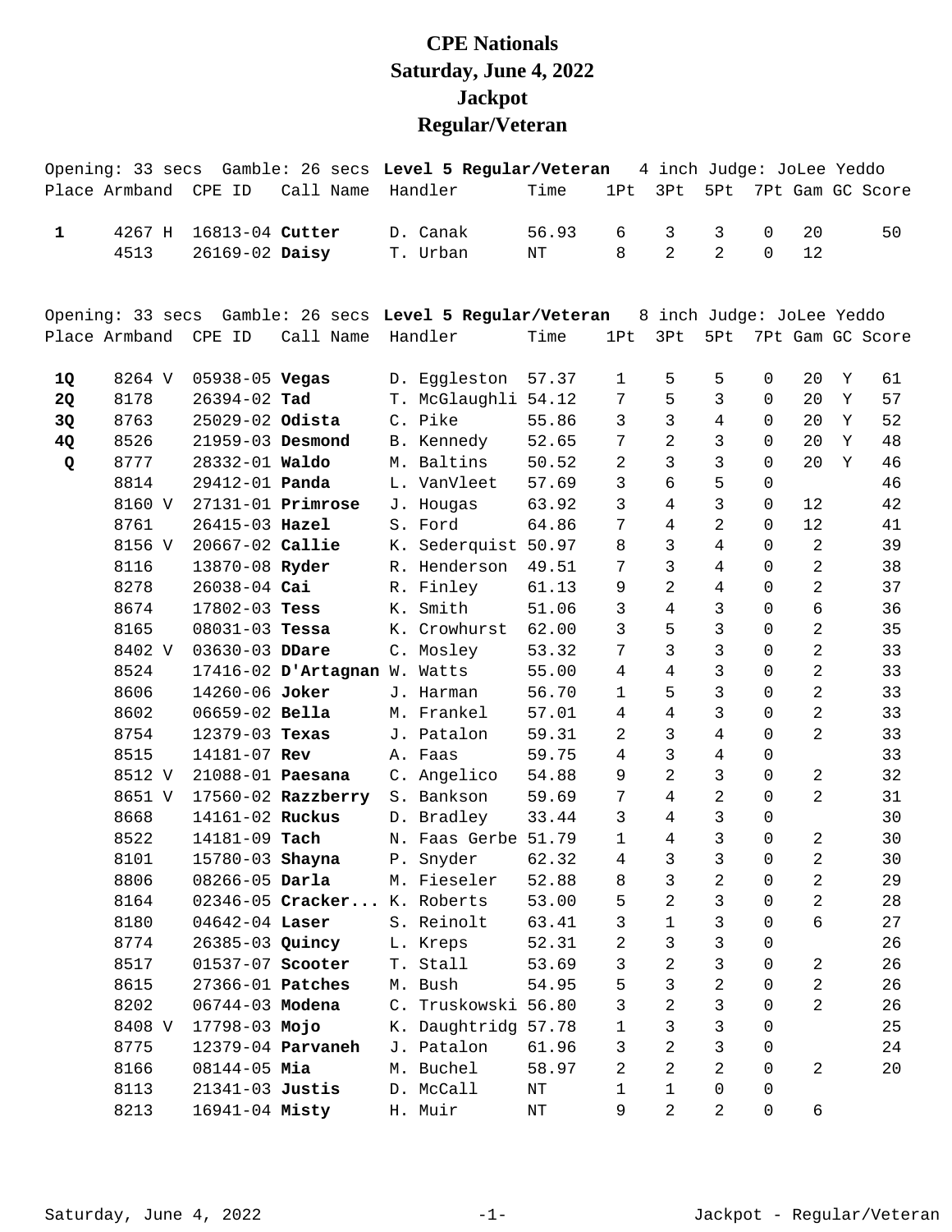# CPE Nationals
## Saturday, June 4, 2022
## Jackpot
## Regular/Veteran

Opening: 33 secs Gamble: 26 secs **Level 5 Regular/Veteran** 4 inch Judge: JoLee Yeddo

| Place | Armband | CPE ID | Call Name | Handler | Time | 1Pt | 3Pt | 5Pt | 7Pt | Gam | GC | Score |
|---|---|---|---|---|---|---|---|---|---|---|---|---|
| 1 | 4267 H | 16813-04 | **Cutter** | D. Canak | 56.93 | 6 | 3 | 3 | 0 | 20 | | 50 |
| | 4513 | 26169-02 | **Daisy** | T. Urban | NT | 8 | 2 | 2 | 0 | 12 | | |

Opening: 33 secs Gamble: 26 secs **Level 5 Regular/Veteran** 8 inch Judge: JoLee Yeddo

| Place | Armband | CPE ID | Call Name | Handler | Time | 1Pt | 3Pt | 5Pt | 7Pt | Gam | GC | Score |
|---|---|---|---|---|---|---|---|---|---|---|---|---|
| **1Q** | 8264 V | 05938-05 | **Vegas** | D. Eggleston | 57.37 | 1 | 5 | 5 | 0 | 20 | Y | 61 |
| **2Q** | 8178 | 26394-02 | **Tad** | T. McGlaughli | 54.12 | 7 | 5 | 3 | 0 | 20 | Y | 57 |
| **3Q** | 8763 | 25029-02 | **Odista** | C. Pike | 55.86 | 3 | 3 | 4 | 0 | 20 | Y | 52 |
| **4Q** | 8526 | 21959-03 | **Desmond** | B. Kennedy | 52.65 | 7 | 2 | 3 | 0 | 20 | Y | 48 |
| **Q** | 8777 | 28332-01 | **Waldo** | M. Baltins | 50.52 | 2 | 3 | 3 | 0 | 20 | Y | 46 |
| | 8814 | 29412-01 | **Panda** | L. VanVleet | 57.69 | 3 | 6 | 5 | 0 | | | 46 |
| | 8160 V | 27131-01 | **Primrose** | J. Hougas | 63.92 | 3 | 4 | 3 | 0 | 12 | | 42 |
| | 8761 | 26415-03 | **Hazel** | S. Ford | 64.86 | 7 | 4 | 2 | 0 | 12 | | 41 |
| | 8156 V | 20667-02 | **Callie** | K. Sederquist | 50.97 | 8 | 3 | 4 | 0 | 2 | | 39 |
| | 8116 | 13870-08 | **Ryder** | R. Henderson | 49.51 | 7 | 3 | 4 | 0 | 2 | | 38 |
| | 8278 | 26038-04 | **Cai** | R. Finley | 61.13 | 9 | 2 | 4 | 0 | 2 | | 37 |
| | 8674 | 17802-03 | **Tess** | K. Smith | 51.06 | 3 | 4 | 3 | 0 | 6 | | 36 |
| | 8165 | 08031-03 | **Tessa** | K. Crowhurst | 62.00 | 3 | 5 | 3 | 0 | 2 | | 35 |
| | 8402 V | 03630-03 | **DDare** | C. Mosley | 53.32 | 7 | 3 | 3 | 0 | 2 | | 33 |
| | 8524 | 17416-02 | **D'Artagnan** | W. Watts | 55.00 | 4 | 4 | 3 | 0 | 2 | | 33 |
| | 8606 | 14260-06 | **Joker** | J. Harman | 56.70 | 1 | 5 | 3 | 0 | 2 | | 33 |
| | 8602 | 06659-02 | **Bella** | M. Frankel | 57.01 | 4 | 4 | 3 | 0 | 2 | | 33 |
| | 8754 | 12379-03 | **Texas** | J. Patalon | 59.31 | 2 | 3 | 4 | 0 | 2 | | 33 |
| | 8515 | 14181-07 | **Rev** | A. Faas | 59.75 | 4 | 3 | 4 | 0 | | | 33 |
| | 8512 V | 21088-01 | **Paesana** | C. Angelico | 54.88 | 9 | 2 | 3 | 0 | 2 | | 32 |
| | 8651 V | 17560-02 | **Razzberry** | S. Bankson | 59.69 | 7 | 4 | 2 | 0 | 2 | | 31 |
| | 8668 | 14161-02 | **Ruckus** | D. Bradley | 33.44 | 3 | 4 | 3 | 0 | | | 30 |
| | 8522 | 14181-09 | **Tach** | N. Faas Gerbe | 51.79 | 1 | 4 | 3 | 0 | 2 | | 30 |
| | 8101 | 15780-03 | **Shayna** | P. Snyder | 62.32 | 4 | 3 | 3 | 0 | 2 | | 30 |
| | 8806 | 08266-05 | **Darla** | M. Fieseler | 52.88 | 8 | 3 | 2 | 0 | 2 | | 29 |
| | 8164 | 02346-05 | **Cracker...** | K. Roberts | 53.00 | 5 | 2 | 3 | 0 | 2 | | 28 |
| | 8180 | 04642-04 | **Laser** | S. Reinolt | 63.41 | 3 | 1 | 3 | 0 | 6 | | 27 |
| | 8774 | 26385-03 | **Quincy** | L. Kreps | 52.31 | 2 | 3 | 3 | 0 | | | 26 |
| | 8517 | 01537-07 | **Scooter** | T. Stall | 53.69 | 3 | 2 | 3 | 0 | 2 | | 26 |
| | 8615 | 27366-01 | **Patches** | M. Bush | 54.95 | 5 | 3 | 2 | 0 | 2 | | 26 |
| | 8202 | 06744-03 | **Modena** | C. Truskowski | 56.80 | 3 | 2 | 3 | 0 | 2 | | 26 |
| | 8408 V | 17798-03 | **Mojo** | K. Daughtridg | 57.78 | 1 | 3 | 3 | 0 | | | 25 |
| | 8775 | 12379-04 | **Parvaneh** | J. Patalon | 61.96 | 3 | 2 | 3 | 0 | | | 24 |
| | 8166 | 08144-05 | **Mia** | M. Buchel | 58.97 | 2 | 2 | 2 | 0 | 2 | | 20 |
| | 8113 | 21341-03 | **Justis** | D. McCall | NT | 1 | 1 | 0 | 0 | | | |
| | 8213 | 16941-04 | **Misty** | H. Muir | NT | 9 | 2 | 2 | 0 | 6 | | |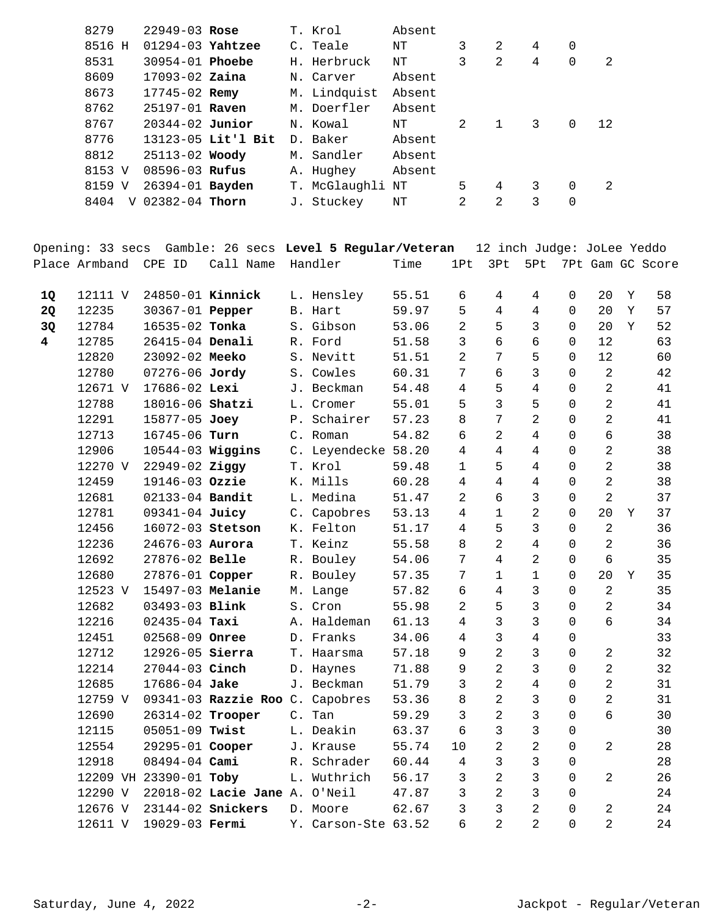| Armband | CPE ID | Call Name | Handler | Time | 1Pt | 3Pt | 5Pt | 7Pt | Gam |
|---|---|---|---|---|---|---|---|---|---|
| 8279 | 22949-03 | **Rose** | T. Krol | Absent | | | | | |
| 8516 H | 01294-03 | **Yahtzee** | C. Teale | NT | 3 | 2 | 4 | 0 | |
| 8531 | 30954-01 | **Phoebe** | H. Herbruck | NT | 3 | 2 | 4 | 0 | 2 |
| 8609 | 17093-02 | **Zaina** | N. Carver | Absent | | | | | |
| 8673 | 17745-02 | **Remy** | M. Lindquist | Absent | | | | | |
| 8762 | 25197-01 | **Raven** | M. Doerfler | Absent | | | | | |
| 8767 | 20344-02 | **Junior** | N. Kowal | NT | 2 | 1 | 3 | 0 | 12 |
| 8776 | 13123-05 | **Lit'l Bit** | D. Baker | Absent | | | | | |
| 8812 | 25113-02 | **Woody** | M. Sandler | Absent | | | | | |
| 8153 V | 08596-03 | **Rufus** | A. Hughey | Absent | | | | | |
| 8159 V | 26394-01 | **Bayden** | T. McGlaughli | NT | 5 | 4 | 3 | 0 | 2 |
| 8404 V | 02382-04 | **Thorn** | J. Stuckey | NT | 2 | 2 | 3 | 0 | |

Opening: 33 secs Gamble: 26 secs **Level 5 Regular/Veteran** 12 inch Judge: JoLee Yeddo

| Place | Armband | CPE ID | Call Name | Handler | Time | 1Pt | 3Pt | 5Pt | 7Pt | Gam | GC | Score |
|---|---|---|---|---|---|---|---|---|---|---|---|---|
| **1Q** | 12111 V | 24850-01 | **Kinnick** | L. Hensley | 55.51 | 6 | 4 | 4 | 0 | 20 | Y | 58 |
| **2Q** | 12235 | 30367-01 | **Pepper** | B. Hart | 59.97 | 5 | 4 | 4 | 0 | 20 | Y | 57 |
| **3Q** | 12784 | 16535-02 | **Tonka** | S. Gibson | 53.06 | 2 | 5 | 3 | 0 | 20 | Y | 52 |
| **4** | 12785 | 26415-04 | **Denali** | R. Ford | 51.58 | 3 | 6 | 6 | 0 | 12 | | 63 |
| | 12820 | 23092-02 | **Meeko** | S. Nevitt | 51.51 | 2 | 7 | 5 | 0 | 12 | | 60 |
| | 12780 | 07276-06 | **Jordy** | S. Cowles | 60.31 | 7 | 6 | 3 | 0 | 2 | | 42 |
| | 12671 V | 17686-02 | **Lexi** | J. Beckman | 54.48 | 4 | 5 | 4 | 0 | 2 | | 41 |
| | 12788 | 18016-06 | **Shatzi** | L. Cromer | 55.01 | 5 | 3 | 5 | 0 | 2 | | 41 |
| | 12291 | 15877-05 | **Joey** | P. Schairer | 57.23 | 8 | 7 | 2 | 0 | 2 | | 41 |
| | 12713 | 16745-06 | **Turn** | C. Roman | 54.82 | 6 | 2 | 4 | 0 | 6 | | 38 |
| | 12906 | 10544-03 | **Wiggins** | C. Leyendecke | 58.20 | 4 | 4 | 4 | 0 | 2 | | 38 |
| | 12270 V | 22949-02 | **Ziggy** | T. Krol | 59.48 | 1 | 5 | 4 | 0 | 2 | | 38 |
| | 12459 | 19146-03 | **Ozzie** | K. Mills | 60.28 | 4 | 4 | 4 | 0 | 2 | | 38 |
| | 12681 | 02133-04 | **Bandit** | L. Medina | 51.47 | 2 | 6 | 3 | 0 | 2 | | 37 |
| | 12781 | 09341-04 | **Juicy** | C. Capobres | 53.13 | 4 | 1 | 2 | 0 | 20 | Y | 37 |
| | 12456 | 16072-03 | **Stetson** | K. Felton | 51.17 | 4 | 5 | 3 | 0 | 2 | | 36 |
| | 12236 | 24676-03 | **Aurora** | T. Keinz | 55.58 | 8 | 2 | 4 | 0 | 2 | | 36 |
| | 12692 | 27876-02 | **Belle** | R. Bouley | 54.06 | 7 | 4 | 2 | 0 | 6 | | 35 |
| | 12680 | 27876-01 | **Copper** | R. Bouley | 57.35 | 7 | 1 | 1 | 0 | 20 | Y | 35 |
| | 12523 V | 15497-03 | **Melanie** | M. Lange | 57.82 | 6 | 4 | 3 | 0 | 2 | | 35 |
| | 12682 | 03493-03 | **Blink** | S. Cron | 55.98 | 2 | 5 | 3 | 0 | 2 | | 34 |
| | 12216 | 02435-04 | **Taxi** | A. Haldeman | 61.13 | 4 | 3 | 3 | 0 | 6 | | 34 |
| | 12451 | 02568-09 | **Onree** | D. Franks | 34.06 | 4 | 3 | 4 | 0 | | | 33 |
| | 12712 | 12926-05 | **Sierra** | T. Haarsma | 57.18 | 9 | 2 | 3 | 0 | 2 | | 32 |
| | 12214 | 27044-03 | **Cinch** | D. Haynes | 71.88 | 9 | 2 | 3 | 0 | 2 | | 32 |
| | 12685 | 17686-04 | **Jake** | J. Beckman | 51.79 | 3 | 2 | 4 | 0 | 2 | | 31 |
| | 12759 V | 09341-03 | **Razzie Roo** | C. Capobres | 53.36 | 8 | 2 | 3 | 0 | 2 | | 31 |
| | 12690 | 26314-02 | **Trooper** | C. Tan | 59.29 | 3 | 2 | 3 | 0 | 6 | | 30 |
| | 12115 | 05051-09 | **Twist** | L. Deakin | 63.37 | 6 | 3 | 3 | 0 | | | 30 |
| | 12554 | 29295-01 | **Cooper** | J. Krause | 55.74 | 10 | 2 | 2 | 0 | 2 | | 28 |
| | 12918 | 08494-04 | **Cami** | R. Schrader | 60.44 | 4 | 3 | 3 | 0 | | | 28 |
| | 12209 VH | 23390-01 | **Toby** | L. Wuthrich | 56.17 | 3 | 2 | 3 | 0 | 2 | | 26 |
| | 12290 V | 22018-02 | **Lacie Jane** | A. O'Neil | 47.87 | 3 | 2 | 3 | 0 | | | 24 |
| | 12676 V | 23144-02 | **Snickers** | D. Moore | 62.67 | 3 | 3 | 2 | 0 | 2 | | 24 |
| | 12611 V | 19029-03 | **Fermi** | Y. Carson-Ste | 63.52 | 6 | 2 | 2 | 0 | 2 | | 24 |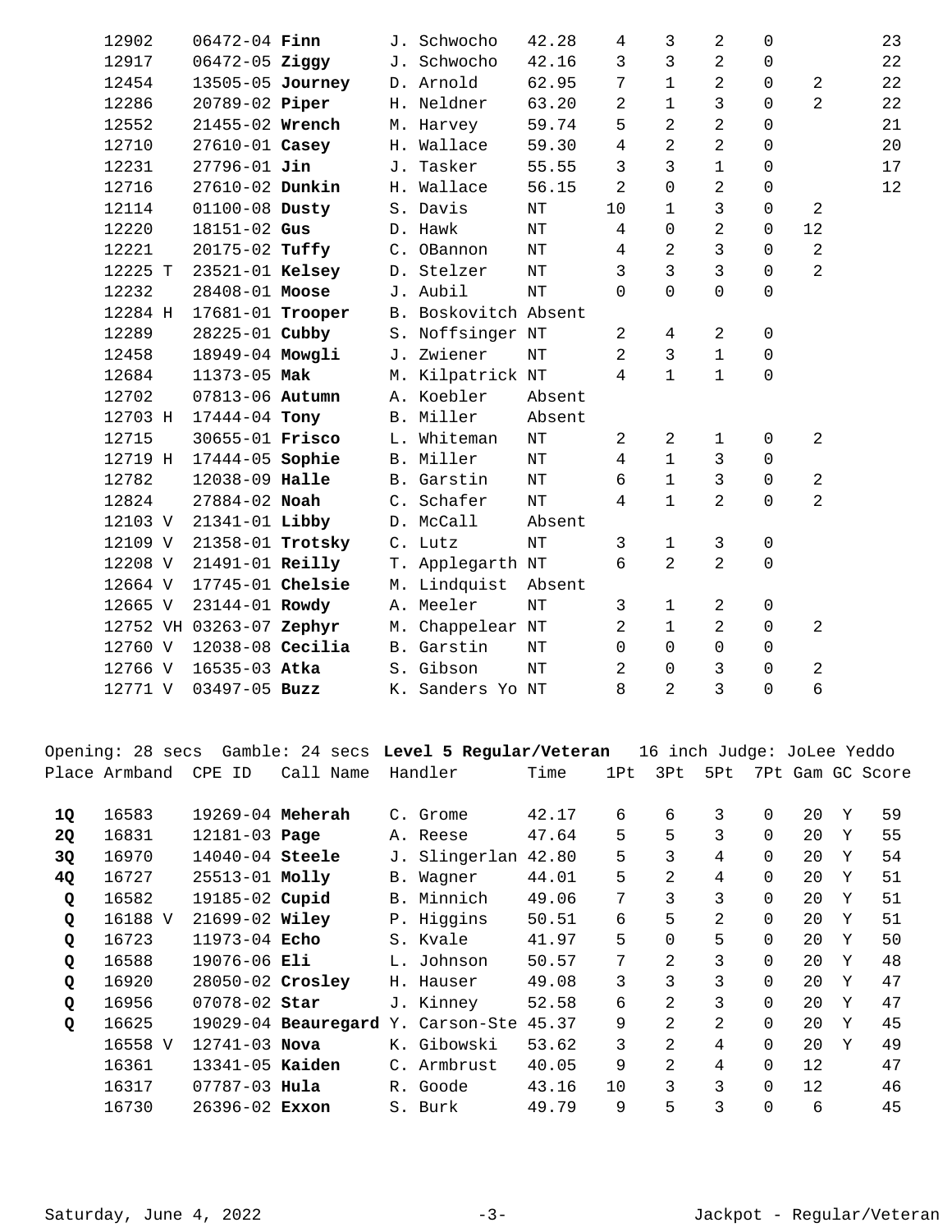| Place | Armband | CPE ID | Call Name | Handler | Time | 1Pt | 3Pt | 5Pt | 7Pt | Gam | GC | Score |
|---|---|---|---|---|---|---|---|---|---|---|---|---|
| | 12902 | 06472-04 | **Finn** | J. Schwocho | 42.28 | 4 | 3 | 2 | 0 | | | 23 |
| | 12917 | 06472-05 | **Ziggy** | J. Schwocho | 42.16 | 3 | 3 | 2 | 0 | | | 22 |
| | 12454 | 13505-05 | **Journey** | D. Arnold | 62.95 | 7 | 1 | 2 | 0 | 2 | | 22 |
| | 12286 | 20789-02 | **Piper** | H. Neldner | 63.20 | 2 | 1 | 3 | 0 | 2 | | 22 |
| | 12552 | 21455-02 | **Wrench** | M. Harvey | 59.74 | 5 | 2 | 2 | 0 | | | 21 |
| | 12710 | 27610-01 | **Casey** | H. Wallace | 59.30 | 4 | 2 | 2 | 0 | | | 20 |
| | 12231 | 27796-01 | **Jin** | J. Tasker | 55.55 | 3 | 3 | 1 | 0 | | | 17 |
| | 12716 | 27610-02 | **Dunkin** | H. Wallace | 56.15 | 2 | 0 | 2 | 0 | | | 12 |
| | 12114 | 01100-08 | **Dusty** | S. Davis | NT | 10 | 1 | 3 | 0 | 2 | | |
| | 12220 | 18151-02 | **Gus** | D. Hawk | NT | 4 | 0 | 2 | 0 | 12 | | |
| | 12221 | 20175-02 | **Tuffy** | C. OBannon | NT | 4 | 2 | 3 | 0 | 2 | | |
| | 12225 T | 23521-01 | **Kelsey** | D. Stelzer | NT | 3 | 3 | 3 | 0 | 2 | | |
| | 12232 | 28408-01 | **Moose** | J. Aubil | NT | 0 | 0 | 0 | 0 | | | |
| | 12284 H | 17681-01 | **Trooper** | B. Boskovitch | Absent | | | | | | | |
| | 12289 | 28225-01 | **Cubby** | S. Noffsinger | NT | 2 | 4 | 2 | 0 | | | |
| | 12458 | 18949-04 | **Mowgli** | J. Zwiener | NT | 2 | 3 | 1 | 0 | | | |
| | 12684 | 11373-05 | **Mak** | M. Kilpatrick | NT | 4 | 1 | 1 | 0 | | | |
| | 12702 | 07813-06 | **Autumn** | A. Koebler | Absent | | | | | | | |
| | 12703 H | 17444-04 | **Tony** | B. Miller | Absent | | | | | | | |
| | 12715 | 30655-01 | **Frisco** | L. Whiteman | NT | 2 | 2 | 1 | 0 | 2 | | |
| | 12719 H | 17444-05 | **Sophie** | B. Miller | NT | 4 | 1 | 3 | 0 | | | |
| | 12782 | 12038-09 | **Halle** | B. Garstin | NT | 6 | 1 | 3 | 0 | 2 | | |
| | 12824 | 27884-02 | **Noah** | C. Schafer | NT | 4 | 1 | 2 | 0 | 2 | | |
| | 12103 V | 21341-01 | **Libby** | D. McCall | Absent | | | | | | | |
| | 12109 V | 21358-01 | **Trotsky** | C. Lutz | NT | 3 | 1 | 3 | 0 | | | |
| | 12208 V | 21491-01 | **Reilly** | T. Applegarth | NT | 6 | 2 | 2 | 0 | | | |
| | 12664 V | 17745-01 | **Chelsie** | M. Lindquist | Absent | | | | | | | |
| | 12665 V | 23144-01 | **Rowdy** | A. Meeler | NT | 3 | 1 | 2 | 0 | | | |
| | 12752 VH | 03263-07 | **Zephyr** | M. Chappelear | NT | 2 | 1 | 2 | 0 | 2 | | |
| | 12760 V | 12038-08 | **Cecilia** | B. Garstin | NT | 0 | 0 | 0 | 0 | | | |
| | 12766 V | 16535-03 | **Atka** | S. Gibson | NT | 2 | 0 | 3 | 0 | 2 | | |
| | 12771 V | 03497-05 | **Buzz** | K. Sanders Yo | NT | 8 | 2 | 3 | 0 | 6 | | |

Opening: 28 secs Gamble: 24 secs **Level 5 Regular/Veteran** 16 inch Judge: JoLee Yeddo

| Place | Armband | CPE ID | Call Name | Handler | Time | 1Pt | 3Pt | 5Pt | 7Pt | Gam | GC | Score |
|---|---|---|---|---|---|---|---|---|---|---|---|---|
| **1Q** | 16583 | 19269-04 | **Meherah** | C. Grome | 42.17 | 6 | 6 | 3 | 0 | 20 | Y | 59 |
| **2Q** | 16831 | 12181-03 | **Page** | A. Reese | 47.64 | 5 | 5 | 3 | 0 | 20 | Y | 55 |
| **3Q** | 16970 | 14040-04 | **Steele** | J. Slingerlan | 42.80 | 5 | 3 | 4 | 0 | 20 | Y | 54 |
| **4Q** | 16727 | 25513-01 | **Molly** | B. Wagner | 44.01 | 5 | 2 | 4 | 0 | 20 | Y | 51 |
| **Q** | 16582 | 19185-02 | **Cupid** | B. Minnich | 49.06 | 7 | 3 | 3 | 0 | 20 | Y | 51 |
| **Q** | 16188 V | 21699-02 | **Wiley** | P. Higgins | 50.51 | 6 | 5 | 2 | 0 | 20 | Y | 51 |
| **Q** | 16723 | 11973-04 | **Echo** | S. Kvale | 41.97 | 5 | 0 | 5 | 0 | 20 | Y | 50 |
| **Q** | 16588 | 19076-06 | **Eli** | L. Johnson | 50.57 | 7 | 2 | 3 | 0 | 20 | Y | 48 |
| **Q** | 16920 | 28050-02 | **Crosley** | H. Hauser | 49.08 | 3 | 3 | 3 | 0 | 20 | Y | 47 |
| **Q** | 16956 | 07078-02 | **Star** | J. Kinney | 52.58 | 6 | 2 | 3 | 0 | 20 | Y | 47 |
| **Q** | 16625 | 19029-04 | **Beauregard** | Y. Carson-Ste | 45.37 | 9 | 2 | 2 | 0 | 20 | Y | 45 |
| | 16558 V | 12741-03 | **Nova** | K. Gibowski | 53.62 | 3 | 2 | 4 | 0 | 20 | Y | 49 |
| | 16361 | 13341-05 | **Kaiden** | C. Armbrust | 40.05 | 9 | 2 | 4 | 0 | 12 | | 47 |
| | 16317 | 07787-03 | **Hula** | R. Goode | 43.16 | 10 | 3 | 3 | 0 | 12 | | 46 |
| | 16730 | 26396-02 | **Exxon** | S. Burk | 49.79 | 9 | 5 | 3 | 0 | 6 | | 45 |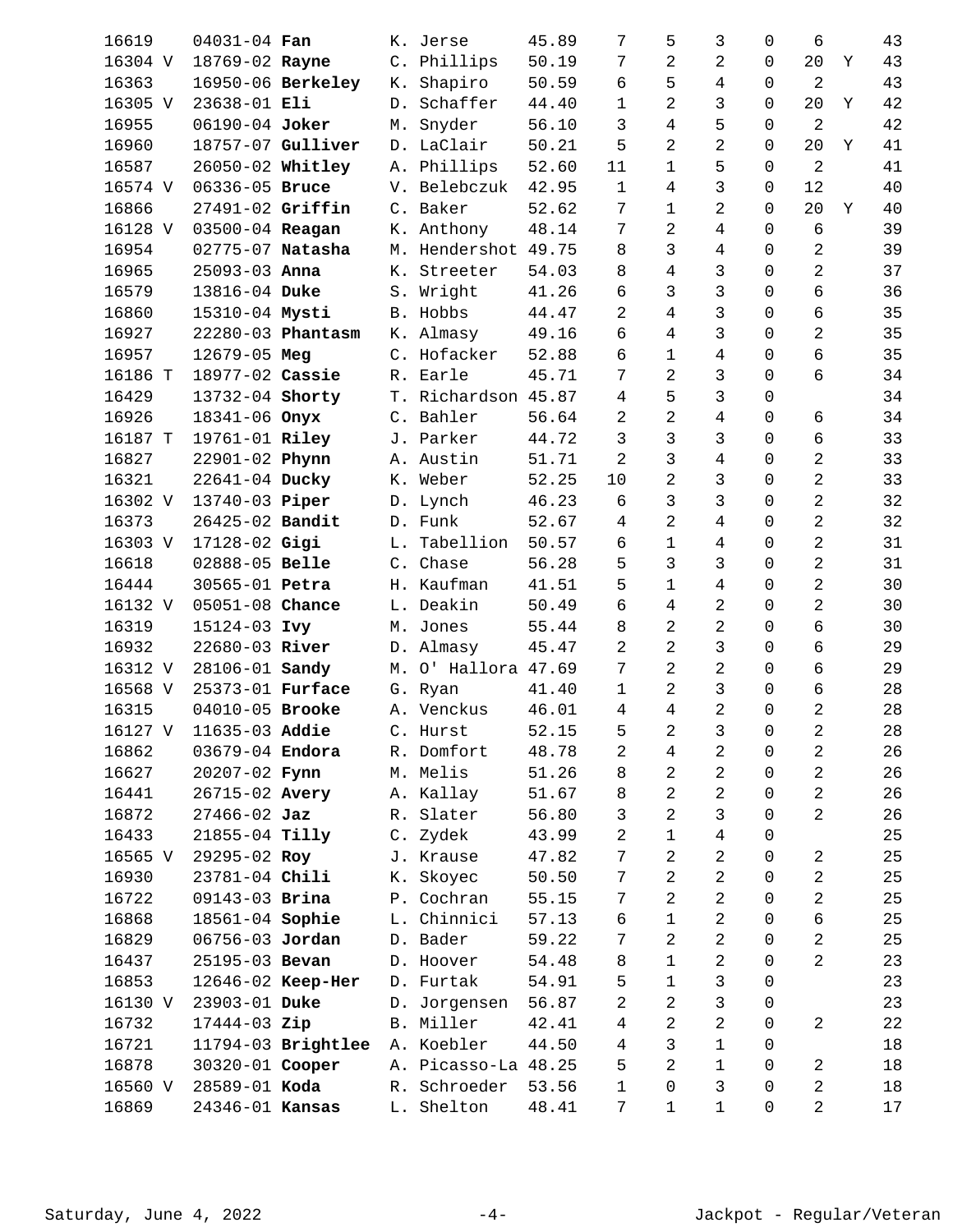| | | | | | | | | | | | |
|---|---|---|---|---|---|---|---|---|---|---|---|
| 16619 | 04031-04 **Fan** | K. Jerse | 45.89 | 7 | 5 | 3 | 0 | 6 | | 43 |
| 16304 V | 18769-02 **Rayne** | C. Phillips | 50.19 | 7 | 2 | 2 | 0 | 20 | Y | 43 |
| 16363 | 16950-06 **Berkeley** | K. Shapiro | 50.59 | 6 | 5 | 4 | 0 | 2 | | 43 |
| 16305 V | 23638-01 **Eli** | D. Schaffer | 44.40 | 1 | 2 | 3 | 0 | 20 | Y | 42 |
| 16955 | 06190-04 **Joker** | M. Snyder | 56.10 | 3 | 4 | 5 | 0 | 2 | | 42 |
| 16960 | 18757-07 **Gulliver** | D. LaClair | 50.21 | 5 | 2 | 2 | 0 | 20 | Y | 41 |
| 16587 | 26050-02 **Whitley** | A. Phillips | 52.60 | 11 | 1 | 5 | 0 | 2 | | 41 |
| 16574 V | 06336-05 **Bruce** | V. Belebczuk | 42.95 | 1 | 4 | 3 | 0 | 12 | | 40 |
| 16866 | 27491-02 **Griffin** | C. Baker | 52.62 | 7 | 1 | 2 | 0 | 20 | Y | 40 |
| 16128 V | 03500-04 **Reagan** | K. Anthony | 48.14 | 7 | 2 | 4 | 0 | 6 | | 39 |
| 16954 | 02775-07 **Natasha** | M. Hendershot | 49.75 | 8 | 3 | 4 | 0 | 2 | | 39 |
| 16965 | 25093-03 **Anna** | K. Streeter | 54.03 | 8 | 4 | 3 | 0 | 2 | | 37 |
| 16579 | 13816-04 **Duke** | S. Wright | 41.26 | 6 | 3 | 3 | 0 | 6 | | 36 |
| 16860 | 15310-04 **Mysti** | B. Hobbs | 44.47 | 2 | 4 | 3 | 0 | 6 | | 35 |
| 16927 | 22280-03 **Phantasm** | K. Almasy | 49.16 | 6 | 4 | 3 | 0 | 2 | | 35 |
| 16957 | 12679-05 **Meg** | C. Hofacker | 52.88 | 6 | 1 | 4 | 0 | 6 | | 35 |
| 16186 T | 18977-02 **Cassie** | R. Earle | 45.71 | 7 | 2 | 3 | 0 | 6 | | 34 |
| 16429 | 13732-04 **Shorty** | T. Richardson | 45.87 | 4 | 5 | 3 | 0 | | | 34 |
| 16926 | 18341-06 **Onyx** | C. Bahler | 56.64 | 2 | 2 | 4 | 0 | 6 | | 34 |
| 16187 T | 19761-01 **Riley** | J. Parker | 44.72 | 3 | 3 | 3 | 0 | 6 | | 33 |
| 16827 | 22901-02 **Phynn** | A. Austin | 51.71 | 2 | 3 | 4 | 0 | 2 | | 33 |
| 16321 | 22641-04 **Ducky** | K. Weber | 52.25 | 10 | 2 | 3 | 0 | 2 | | 33 |
| 16302 V | 13740-03 **Piper** | D. Lynch | 46.23 | 6 | 3 | 3 | 0 | 2 | | 32 |
| 16373 | 26425-02 **Bandit** | D. Funk | 52.67 | 4 | 2 | 4 | 0 | 2 | | 32 |
| 16303 V | 17128-02 **Gigi** | L. Tabellion | 50.57 | 6 | 1 | 4 | 0 | 2 | | 31 |
| 16618 | 02888-05 **Belle** | C. Chase | 56.28 | 5 | 3 | 3 | 0 | 2 | | 31 |
| 16444 | 30565-01 **Petra** | H. Kaufman | 41.51 | 5 | 1 | 4 | 0 | 2 | | 30 |
| 16132 V | 05051-08 **Chance** | L. Deakin | 50.49 | 6 | 4 | 2 | 0 | 2 | | 30 |
| 16319 | 15124-03 **Ivy** | M. Jones | 55.44 | 8 | 2 | 2 | 0 | 6 | | 30 |
| 16932 | 22680-03 **River** | D. Almasy | 45.47 | 2 | 2 | 3 | 0 | 6 | | 29 |
| 16312 V | 28106-01 **Sandy** | M. O' Hallora | 47.69 | 7 | 2 | 2 | 0 | 6 | | 29 |
| 16568 V | 25373-01 **Furface** | G. Ryan | 41.40 | 1 | 2 | 3 | 0 | 6 | | 28 |
| 16315 | 04010-05 **Brooke** | A. Venckus | 46.01 | 4 | 4 | 2 | 0 | 2 | | 28 |
| 16127 V | 11635-03 **Addie** | C. Hurst | 52.15 | 5 | 2 | 3 | 0 | 2 | | 28 |
| 16862 | 03679-04 **Endora** | R. Domfort | 48.78 | 2 | 4 | 2 | 0 | 2 | | 26 |
| 16627 | 20207-02 **Fynn** | M. Melis | 51.26 | 8 | 2 | 2 | 0 | 2 | | 26 |
| 16441 | 26715-02 **Avery** | A. Kallay | 51.67 | 8 | 2 | 2 | 0 | 2 | | 26 |
| 16872 | 27466-02 **Jaz** | R. Slater | 56.80 | 3 | 2 | 3 | 0 | 2 | | 26 |
| 16433 | 21855-04 **Tilly** | C. Zydek | 43.99 | 2 | 1 | 4 | 0 | | | 25 |
| 16565 V | 29295-02 **Roy** | J. Krause | 47.82 | 7 | 2 | 2 | 0 | 2 | | 25 |
| 16930 | 23781-04 **Chili** | K. Skoyec | 50.50 | 7 | 2 | 2 | 0 | 2 | | 25 |
| 16722 | 09143-03 **Brina** | P. Cochran | 55.15 | 7 | 2 | 2 | 0 | 2 | | 25 |
| 16868 | 18561-04 **Sophie** | L. Chinnici | 57.13 | 6 | 1 | 2 | 0 | 6 | | 25 |
| 16829 | 06756-03 **Jordan** | D. Bader | 59.22 | 7 | 2 | 2 | 0 | 2 | | 25 |
| 16437 | 25195-03 **Bevan** | D. Hoover | 54.48 | 8 | 1 | 2 | 0 | 2 | | 23 |
| 16853 | 12646-02 **Keep-Her** | D. Furtak | 54.91 | 5 | 1 | 3 | 0 | | | 23 |
| 16130 V | 23903-01 **Duke** | D. Jorgensen | 56.87 | 2 | 2 | 3 | 0 | | | 23 |
| 16732 | 17444-03 **Zip** | B. Miller | 42.41 | 4 | 2 | 2 | 0 | 2 | | 22 |
| 16721 | 11794-03 **Brightlee** | A. Koebler | 44.50 | 4 | 3 | 1 | 0 | | | 18 |
| 16878 | 30320-01 **Cooper** | A. Picasso-La | 48.25 | 5 | 2 | 1 | 0 | 2 | | 18 |
| 16560 V | 28589-01 **Koda** | R. Schroeder | 53.56 | 1 | 0 | 3 | 0 | 2 | | 18 |
| 16869 | 24346-01 **Kansas** | L. Shelton | 48.41 | 7 | 1 | 1 | 0 | 2 | | 17 |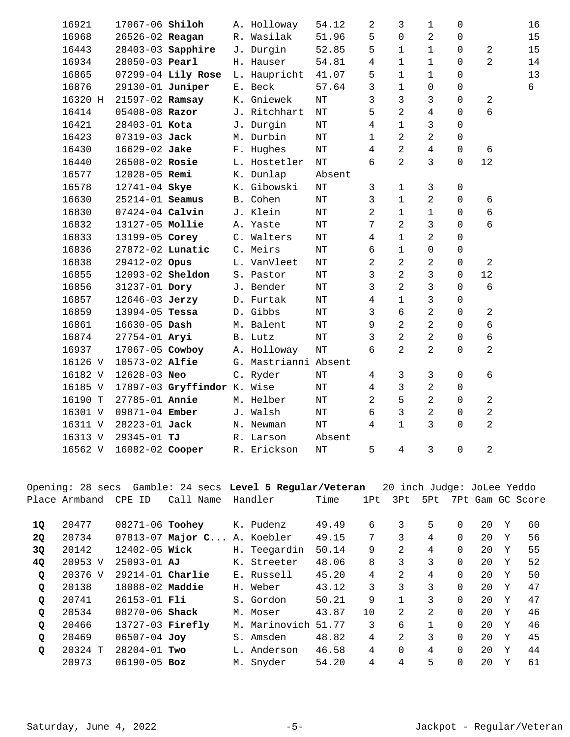| Place | Armband | CPE ID | Call Name | Handler | Time | 1Pt | 3Pt | 5Pt | 7Pt | Gam | GC | Score |
|---|---|---|---|---|---|---|---|---|---|---|---|---|
| | 16921 | 17067-06 | **Shiloh** | A. Holloway | 54.12 | 2 | 3 | 1 | 0 | | | 16 |
| | 16968 | 26526-02 | **Reagan** | R. Wasilak | 51.96 | 5 | 0 | 2 | 0 | | | 15 |
| | 16443 | 28403-03 | **Sapphire** | J. Durgin | 52.85 | 5 | 1 | 1 | 0 | 2 | | 15 |
| | 16934 | 28050-03 | **Pearl** | H. Hauser | 54.81 | 4 | 1 | 1 | 0 | 2 | | 14 |
| | 16865 | 07299-04 | **Lily Rose** | L. Haupricht | 41.07 | 5 | 1 | 1 | 0 | | | 13 |
| | 16876 | 29130-01 | **Juniper** | E. Beck | 57.64 | 3 | 1 | 0 | 0 | | | 6 |
| | 16320 H | 21597-02 | **Ramsay** | K. Gniewek | NT | 3 | 3 | 3 | 0 | 2 | | |
| | 16414 | 05408-08 | **Razor** | J. Ritchhart | NT | 5 | 2 | 4 | 0 | 6 | | |
| | 16421 | 28403-01 | **Kota** | J. Durgin | NT | 4 | 1 | 3 | 0 | | | |
| | 16423 | 07319-03 | **Jack** | M. Durbin | NT | 1 | 2 | 2 | 0 | | | |
| | 16430 | 16629-02 | **Jake** | F. Hughes | NT | 4 | 2 | 4 | 0 | 6 | | |
| | 16440 | 26508-02 | **Rosie** | L. Hostetler | NT | 6 | 2 | 3 | 0 | 12 | | |
| | 16577 | 12028-05 | **Remi** | K. Dunlap | Absent | | | | | | | |
| | 16578 | 12741-04 | **Skye** | K. Gibowski | NT | 3 | 1 | 3 | 0 | | | |
| | 16630 | 25214-01 | **Seamus** | B. Cohen | NT | 3 | 1 | 2 | 0 | 6 | | |
| | 16830 | 07424-04 | **Calvin** | J. Klein | NT | 2 | 1 | 1 | 0 | 6 | | |
| | 16832 | 13127-05 | **Mollie** | A. Yaste | NT | 7 | 2 | 3 | 0 | 6 | | |
| | 16833 | 13199-05 | **Corey** | C. Walters | NT | 4 | 1 | 2 | 0 | | | |
| | 16836 | 27872-02 | **Lunatic** | C. Meirs | NT | 6 | 1 | 0 | 0 | | | |
| | 16838 | 29412-02 | **Opus** | L. VanVleet | NT | 2 | 2 | 2 | 0 | 2 | | |
| | 16855 | 12093-02 | **Sheldon** | S. Pastor | NT | 3 | 2 | 3 | 0 | 12 | | |
| | 16856 | 31237-01 | **Dory** | J. Bender | NT | 3 | 2 | 3 | 0 | 6 | | |
| | 16857 | 12646-03 | **Jerzy** | D. Furtak | NT | 4 | 1 | 3 | 0 | | | |
| | 16859 | 13994-05 | **Tessa** | D. Gibbs | NT | 3 | 6 | 2 | 0 | 2 | | |
| | 16861 | 16630-05 | **Dash** | M. Balent | NT | 9 | 2 | 2 | 0 | 6 | | |
| | 16874 | 27754-01 | **Aryi** | B. Lutz | NT | 3 | 2 | 2 | 0 | 6 | | |
| | 16937 | 17067-05 | **Cowboy** | A. Holloway | NT | 6 | 2 | 2 | 0 | 2 | | |
| | 16126 V | 10573-02 | **Alfie** | G. Mastrianni | Absent | | | | | | | |
| | 16182 V | 12628-03 | **Neo** | C. Ryder | NT | 4 | 3 | 3 | 0 | 6 | | |
| | 16185 V | 17897-03 | **Gryffindor** | K. Wise | NT | 4 | 3 | 2 | 0 | | | |
| | 16190 T | 27785-01 | **Annie** | M. Helber | NT | 2 | 5 | 2 | 0 | 2 | | |
| | 16301 V | 09871-04 | **Ember** | J. Walsh | NT | 6 | 3 | 2 | 0 | 2 | | |
| | 16311 V | 28223-01 | **Jack** | N. Newman | NT | 4 | 1 | 3 | 0 | 2 | | |
| | 16313 V | 29345-01 | **TJ** | R. Larson | Absent | | | | | | | |
| | 16562 V | 16082-02 | **Cooper** | R. Erickson | NT | 5 | 4 | 3 | 0 | 2 | | |

Opening: 28 secs Gamble: 24 secs **Level 5 Regular/Veteran** 20 inch Judge: JoLee Yeddo

| Place | Armband | CPE ID | Call Name | Handler | Time | 1Pt | 3Pt | 5Pt | 7Pt | Gam | GC | Score |
|---|---|---|---|---|---|---|---|---|---|---|---|---|
| **1Q** | 20477 | 08271-06 | **Toohey** | K. Pudenz | 49.49 | 6 | 3 | 5 | 0 | 20 | Y | 60 |
| **2Q** | 20734 | 07813-07 | **Major C...** | A. Koebler | 49.15 | 7 | 3 | 4 | 0 | 20 | Y | 56 |
| **3Q** | 20142 | 12402-05 | **Wick** | H. Teegardin | 50.14 | 9 | 2 | 4 | 0 | 20 | Y | 55 |
| **4Q** | 20953 V | 25093-01 | **AJ** | K. Streeter | 48.06 | 8 | 3 | 3 | 0 | 20 | Y | 52 |
| **Q** | 20376 V | 29214-01 | **Charlie** | E. Russell | 45.20 | 4 | 2 | 4 | 0 | 20 | Y | 50 |
| **Q** | 20138 | 18088-02 | **Maddie** | H. Weber | 43.12 | 3 | 3 | 3 | 0 | 20 | Y | 47 |
| **Q** | 20741 | 26153-01 | **Fli** | S. Gordon | 50.21 | 9 | 1 | 3 | 0 | 20 | Y | 47 |
| **Q** | 20534 | 08270-06 | **Shack** | M. Moser | 43.87 | 10 | 2 | 2 | 0 | 20 | Y | 46 |
| **Q** | 20466 | 13727-03 | **Firefly** | M. Marinovich | 51.77 | 3 | 6 | 1 | 0 | 20 | Y | 46 |
| **Q** | 20469 | 06507-04 | **Joy** | S. Amsden | 48.82 | 4 | 2 | 3 | 0 | 20 | Y | 45 |
| **Q** | 20324 T | 28204-01 | **Two** | L. Anderson | 46.58 | 4 | 0 | 4 | 0 | 20 | Y | 44 |
| | 20973 | 06190-05 | **Boz** | M. Snyder | 54.20 | 4 | 4 | 5 | 0 | 20 | Y | 61 |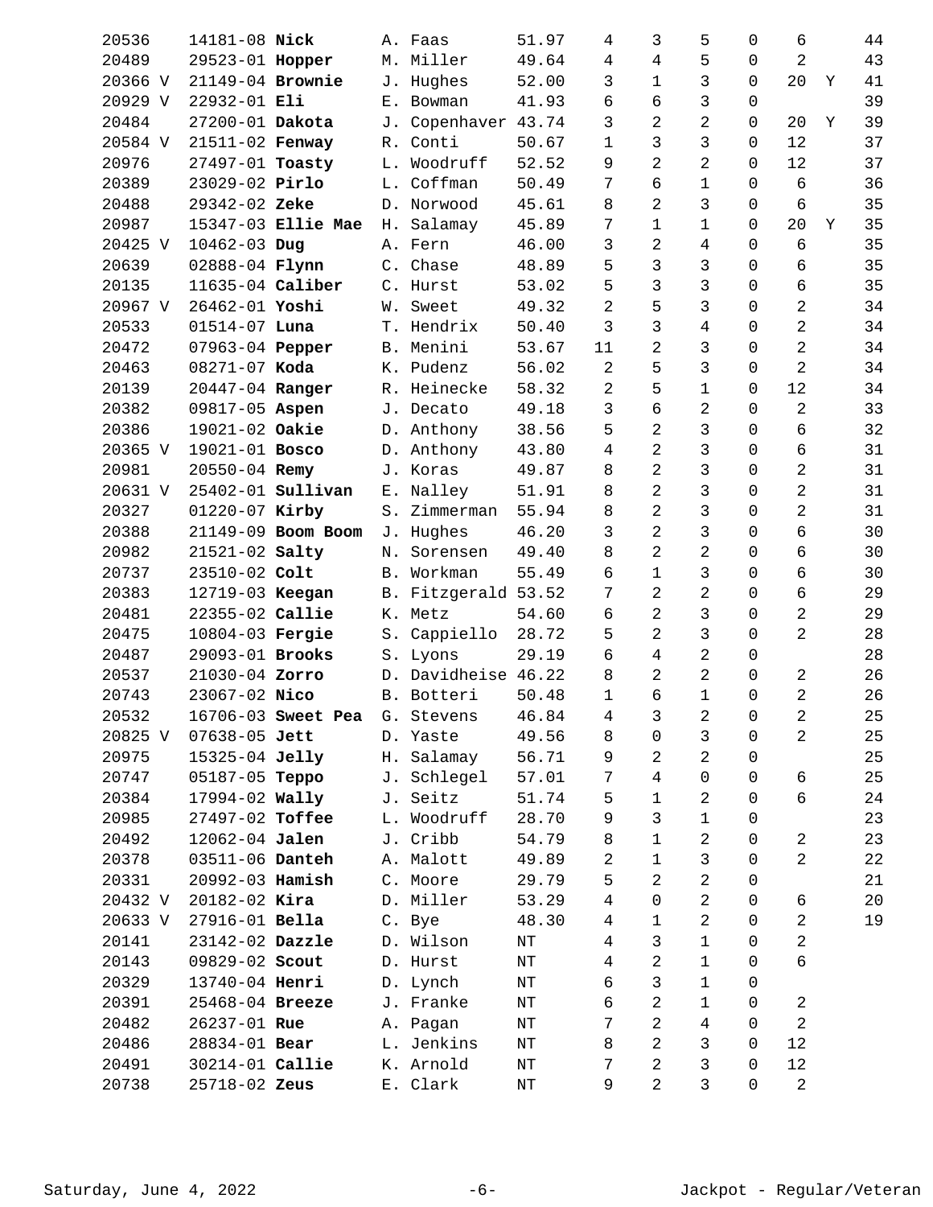| | | | | | | | | | | | |
|---|---|---|---|---|---|---|---|---|---|---|---|
| 20536 | 14181-08 **Nick** | A. Faas | 51.97 | 4 | 3 | 5 | 0 | 6 | | 44 |
| 20489 | 29523-01 **Hopper** | M. Miller | 49.64 | 4 | 4 | 5 | 0 | 2 | | 43 |
| 20366 V | 21149-04 **Brownie** | J. Hughes | 52.00 | 3 | 1 | 3 | 0 | 20 | Y | 41 |
| 20929 V | 22932-01 **Eli** | E. Bowman | 41.93 | 6 | 6 | 3 | 0 | | | 39 |
| 20484 | 27200-01 **Dakota** | J. Copenhaver | 43.74 | 3 | 2 | 2 | 0 | 20 | Y | 39 |
| 20584 V | 21511-02 **Fenway** | R. Conti | 50.67 | 1 | 3 | 3 | 0 | 12 | | 37 |
| 20976 | 27497-01 **Toasty** | L. Woodruff | 52.52 | 9 | 2 | 2 | 0 | 12 | | 37 |
| 20389 | 23029-02 **Pirlo** | L. Coffman | 50.49 | 7 | 6 | 1 | 0 | 6 | | 36 |
| 20488 | 29342-02 **Zeke** | D. Norwood | 45.61 | 8 | 2 | 3 | 0 | 6 | | 35 |
| 20987 | 15347-03 **Ellie Mae** | H. Salamay | 45.89 | 7 | 1 | 1 | 0 | 20 | Y | 35 |
| 20425 V | 10462-03 **Dug** | A. Fern | 46.00 | 3 | 2 | 4 | 0 | 6 | | 35 |
| 20639 | 02888-04 **Flynn** | C. Chase | 48.89 | 5 | 3 | 3 | 0 | 6 | | 35 |
| 20135 | 11635-04 **Caliber** | C. Hurst | 53.02 | 5 | 3 | 3 | 0 | 6 | | 35 |
| 20967 V | 26462-01 **Yoshi** | W. Sweet | 49.32 | 2 | 5 | 3 | 0 | 2 | | 34 |
| 20533 | 01514-07 **Luna** | T. Hendrix | 50.40 | 3 | 3 | 4 | 0 | 2 | | 34 |
| 20472 | 07963-04 **Pepper** | B. Menini | 53.67 | 11 | 2 | 3 | 0 | 2 | | 34 |
| 20463 | 08271-07 **Koda** | K. Pudenz | 56.02 | 2 | 5 | 3 | 0 | 2 | | 34 |
| 20139 | 20447-04 **Ranger** | R. Heinecke | 58.32 | 2 | 5 | 1 | 0 | 12 | | 34 |
| 20382 | 09817-05 **Aspen** | J. Decato | 49.18 | 3 | 6 | 2 | 0 | 2 | | 33 |
| 20386 | 19021-02 **Oakie** | D. Anthony | 38.56 | 5 | 2 | 3 | 0 | 6 | | 32 |
| 20365 V | 19021-01 **Bosco** | D. Anthony | 43.80 | 4 | 2 | 3 | 0 | 6 | | 31 |
| 20981 | 20550-04 **Remy** | J. Koras | 49.87 | 8 | 2 | 3 | 0 | 2 | | 31 |
| 20631 V | 25402-01 **Sullivan** | E. Nalley | 51.91 | 8 | 2 | 3 | 0 | 2 | | 31 |
| 20327 | 01220-07 **Kirby** | S. Zimmerman | 55.94 | 8 | 2 | 3 | 0 | 2 | | 31 |
| 20388 | 21149-09 **Boom Boom** | J. Hughes | 46.20 | 3 | 2 | 3 | 0 | 6 | | 30 |
| 20982 | 21521-02 **Salty** | N. Sorensen | 49.40 | 8 | 2 | 2 | 0 | 6 | | 30 |
| 20737 | 23510-02 **Colt** | B. Workman | 55.49 | 6 | 1 | 3 | 0 | 6 | | 30 |
| 20383 | 12719-03 **Keegan** | B. Fitzgerald | 53.52 | 7 | 2 | 2 | 0 | 6 | | 29 |
| 20481 | 22355-02 **Callie** | K. Metz | 54.60 | 6 | 2 | 3 | 0 | 2 | | 29 |
| 20475 | 10804-03 **Fergie** | S. Cappiello | 28.72 | 5 | 2 | 3 | 0 | 2 | | 28 |
| 20487 | 29093-01 **Brooks** | S. Lyons | 29.19 | 6 | 4 | 2 | 0 | | | 28 |
| 20537 | 21030-04 **Zorro** | D. Davidheise | 46.22 | 8 | 2 | 2 | 0 | 2 | | 26 |
| 20743 | 23067-02 **Nico** | B. Botteri | 50.48 | 1 | 6 | 1 | 0 | 2 | | 26 |
| 20532 | 16706-03 **Sweet Pea** | G. Stevens | 46.84 | 4 | 3 | 2 | 0 | 2 | | 25 |
| 20825 V | 07638-05 **Jett** | D. Yaste | 49.56 | 8 | 0 | 3 | 0 | 2 | | 25 |
| 20975 | 15325-04 **Jelly** | H. Salamay | 56.71 | 9 | 2 | 2 | 0 | | | 25 |
| 20747 | 05187-05 **Teppo** | J. Schlegel | 57.01 | 7 | 4 | 0 | 0 | 6 | | 25 |
| 20384 | 17994-02 **Wally** | J. Seitz | 51.74 | 5 | 1 | 2 | 0 | 6 | | 24 |
| 20985 | 27497-02 **Toffee** | L. Woodruff | 28.70 | 9 | 3 | 1 | 0 | | | 23 |
| 20492 | 12062-04 **Jalen** | J. Cribb | 54.79 | 8 | 1 | 2 | 0 | 2 | | 23 |
| 20378 | 03511-06 **Danteh** | A. Malott | 49.89 | 2 | 1 | 3 | 0 | 2 | | 22 |
| 20331 | 20992-03 **Hamish** | C. Moore | 29.79 | 5 | 2 | 2 | 0 | | | 21 |
| 20432 V | 20182-02 **Kira** | D. Miller | 53.29 | 4 | 0 | 2 | 0 | 6 | | 20 |
| 20633 V | 27916-01 **Bella** | C. Bye | 48.30 | 4 | 1 | 2 | 0 | 2 | | 19 |
| 20141 | 23142-02 **Dazzle** | D. Wilson | NT | 4 | 3 | 1 | 0 | 2 | | |
| 20143 | 09829-02 **Scout** | D. Hurst | NT | 4 | 2 | 1 | 0 | 6 | | |
| 20329 | 13740-04 **Henri** | D. Lynch | NT | 6 | 3 | 1 | 0 | | | |
| 20391 | 25468-04 **Breeze** | J. Franke | NT | 6 | 2 | 1 | 0 | 2 | | |
| 20482 | 26237-01 **Rue** | A. Pagan | NT | 7 | 2 | 4 | 0 | 2 | | |
| 20486 | 28834-01 **Bear** | L. Jenkins | NT | 8 | 2 | 3 | 0 | 12 | | |
| 20491 | 30214-01 **Callie** | K. Arnold | NT | 7 | 2 | 3 | 0 | 12 | | |
| 20738 | 25718-02 **Zeus** | E. Clark | NT | 9 | 2 | 3 | 0 | 2 | | |

Saturday, June 4, 2022 — Jackpot - Regular/Veteran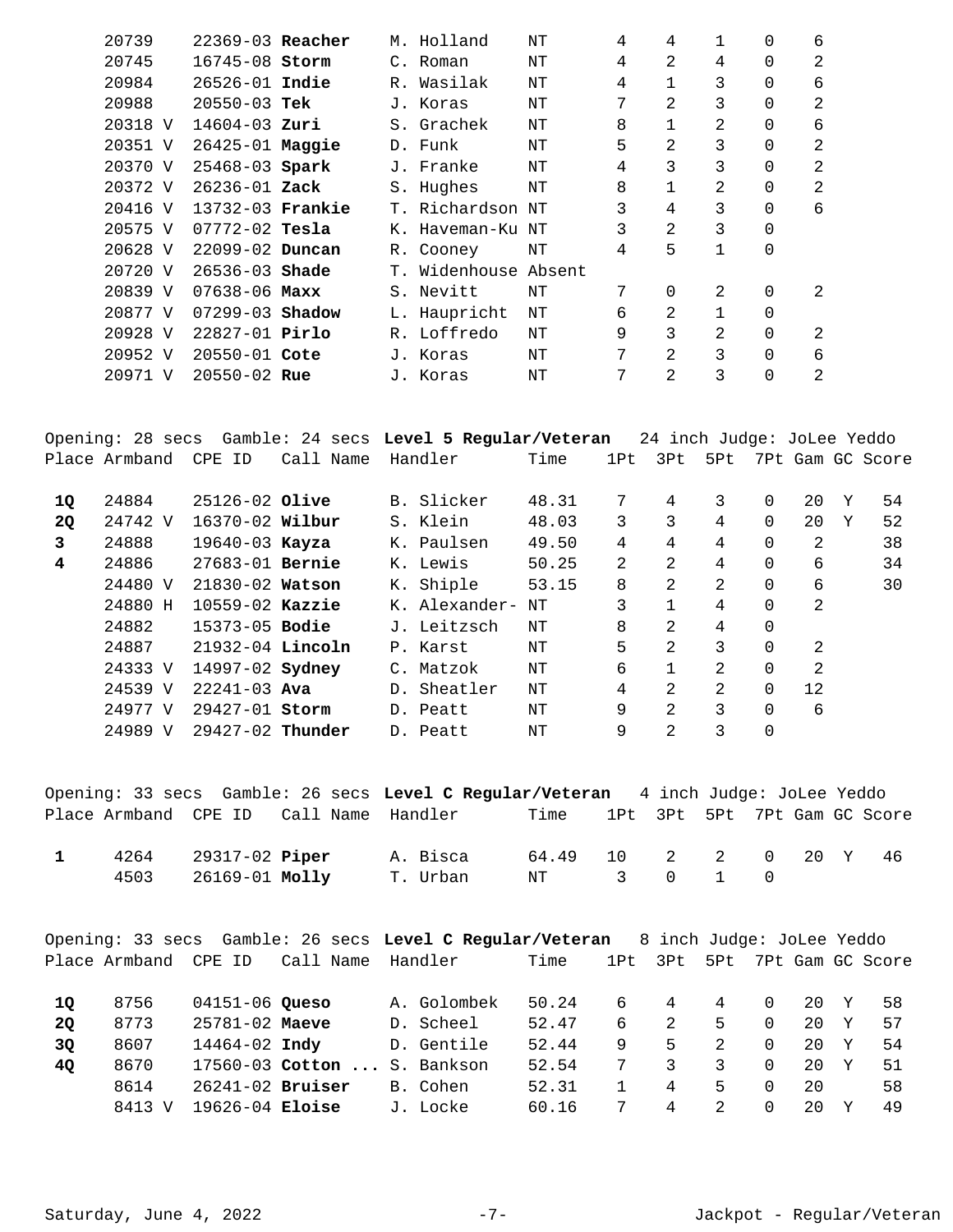| Place | Armband | CPE ID | Call Name | Handler | Time | 1Pt | 3Pt | 5Pt | 7Pt | Gam | GC | Score |
|---|---|---|---|---|---|---|---|---|---|---|---|---|
| | 20739 | 22369-03 | **Reacher** | M. Holland | NT | 4 | 4 | 1 | 0 | 6 | | |
| | 20745 | 16745-08 | **Storm** | C. Roman | NT | 4 | 2 | 4 | 0 | 2 | | |
| | 20984 | 26526-01 | **Indie** | R. Wasilak | NT | 4 | 1 | 3 | 0 | 6 | | |
| | 20988 | 20550-03 | **Tek** | J. Koras | NT | 7 | 2 | 3 | 0 | 2 | | |
| | 20318 V | 14604-03 | **Zuri** | S. Grachek | NT | 8 | 1 | 2 | 0 | 6 | | |
| | 20351 V | 26425-01 | **Maggie** | D. Funk | NT | 5 | 2 | 3 | 0 | 2 | | |
| | 20370 V | 25468-03 | **Spark** | J. Franke | NT | 4 | 3 | 3 | 0 | 2 | | |
| | 20372 V | 26236-01 | **Zack** | S. Hughes | NT | 8 | 1 | 2 | 0 | 2 | | |
| | 20416 V | 13732-03 | **Frankie** | T. Richardson | NT | 3 | 4 | 3 | 0 | 6 | | |
| | 20575 V | 07772-02 | **Tesla** | K. Haveman-Ku | NT | 3 | 2 | 3 | 0 | | | |
| | 20628 V | 22099-02 | **Duncan** | R. Cooney | NT | 4 | 5 | 1 | 0 | | | |
| | 20720 V | 26536-03 | **Shade** | T. Widenhouse | Absent | | | | | | | |
| | 20839 V | 07638-06 | **Maxx** | S. Nevitt | NT | 7 | 0 | 2 | 0 | 2 | | |
| | 20877 V | 07299-03 | **Shadow** | L. Hauprich t | NT | 6 | 2 | 1 | 0 | | | |
| | 20928 V | 22827-01 | **Pirlo** | R. Loffredo | NT | 9 | 3 | 2 | 0 | 2 | | |
| | 20952 V | 20550-01 | **Cote** | J. Koras | NT | 7 | 2 | 3 | 0 | 6 | | |
| | 20971 V | 20550-02 | **Rue** | J. Koras | NT | 7 | 2 | 3 | 0 | 2 | | |

Opening: 28 secs Gamble: 24 secs **Level 5 Regular/Veteran** 24 inch Judge: JoLee Yeddo

| Place | Armband | CPE ID | Call Name | Handler | Time | 1Pt | 3Pt | 5Pt | 7Pt | Gam | GC | Score |
|---|---|---|---|---|---|---|---|---|---|---|---|---|
| **1Q** | 24884 | 25126-02 | **Olive** | B. Slicker | 48.31 | 7 | 4 | 3 | 0 | 20 | Y | 54 |
| **2Q** | 24742 V | 16370-02 | **Wilbur** | S. Klein | 48.03 | 3 | 3 | 4 | 0 | 20 | Y | 52 |
| **3** | 24888 | 19640-03 | **Kayza** | K. Paulsen | 49.50 | 4 | 4 | 4 | 0 | 2 | | 38 |
| **4** | 24886 | 27683-01 | **Bernie** | K. Lewis | 50.25 | 2 | 2 | 4 | 0 | 6 | | 34 |
| | 24480 V | 21830-02 | **Watson** | K. Shiple | 53.15 | 8 | 2 | 2 | 0 | 6 | | 30 |
| | 24880 H | 10559-02 | **Kazzie** | K. Alexander- | NT | 3 | 1 | 4 | 0 | 2 | | |
| | 24882 | 15373-05 | **Bodie** | J. Leitzsch | NT | 8 | 2 | 4 | 0 | | | |
| | 24887 | 21932-04 | **Lincoln** | P. Karst | NT | 5 | 2 | 3 | 0 | 2 | | |
| | 24333 V | 14997-02 | **Sydney** | C. Matzok | NT | 6 | 1 | 2 | 0 | 2 | | |
| | 24539 V | 22241-03 | **Ava** | D. Sheatler | NT | 4 | 2 | 2 | 0 | 12 | | |
| | 24977 V | 29427-01 | **Storm** | D. Peatt | NT | 9 | 2 | 3 | 0 | 6 | | |
| | 24989 V | 29427-02 | **Thunder** | D. Peatt | NT | 9 | 2 | 3 | 0 | | | |

Opening: 33 secs Gamble: 26 secs **Level C Regular/Veteran** 4 inch Judge: JoLee Yeddo

| Place | Armband | CPE ID | Call Name | Handler | Time | 1Pt | 3Pt | 5Pt | 7Pt | Gam | GC | Score |
|---|---|---|---|---|---|---|---|---|---|---|---|---|
| **1** | 4264 | 29317-02 | **Piper** | A. Bisca | 64.49 | 10 | 2 | 2 | 0 | 20 | Y | 46 |
| | 4503 | 26169-01 | **Molly** | T. Urban | NT | 3 | 0 | 1 | 0 | | | |

Opening: 33 secs Gamble: 26 secs **Level C Regular/Veteran** 8 inch Judge: JoLee Yeddo

| Place | Armband | CPE ID | Call Name | Handler | Time | 1Pt | 3Pt | 5Pt | 7Pt | Gam | GC | Score |
|---|---|---|---|---|---|---|---|---|---|---|---|---|
| **1Q** | 8756 | 04151-06 | **Queso** | A. Golombek | 50.24 | 6 | 4 | 4 | 0 | 20 | Y | 58 |
| **2Q** | 8773 | 25781-02 | **Maeve** | D. Scheel | 52.47 | 6 | 2 | 5 | 0 | 20 | Y | 57 |
| **3Q** | 8607 | 14464-02 | **Indy** | D. Gentile | 52.44 | 9 | 5 | 2 | 0 | 20 | Y | 54 |
| **4Q** | 8670 | 17560-03 | **Cotton ...** | S. Bankson | 52.54 | 7 | 3 | 3 | 0 | 20 | Y | 51 |
| | 8614 | 26241-02 | **Bruiser** | B. Cohen | 52.31 | 1 | 4 | 5 | 0 | 20 | | 58 |
| | 8413 V | 19626-04 | **Eloise** | J. Locke | 60.16 | 7 | 4 | 2 | 0 | 20 | Y | 49 |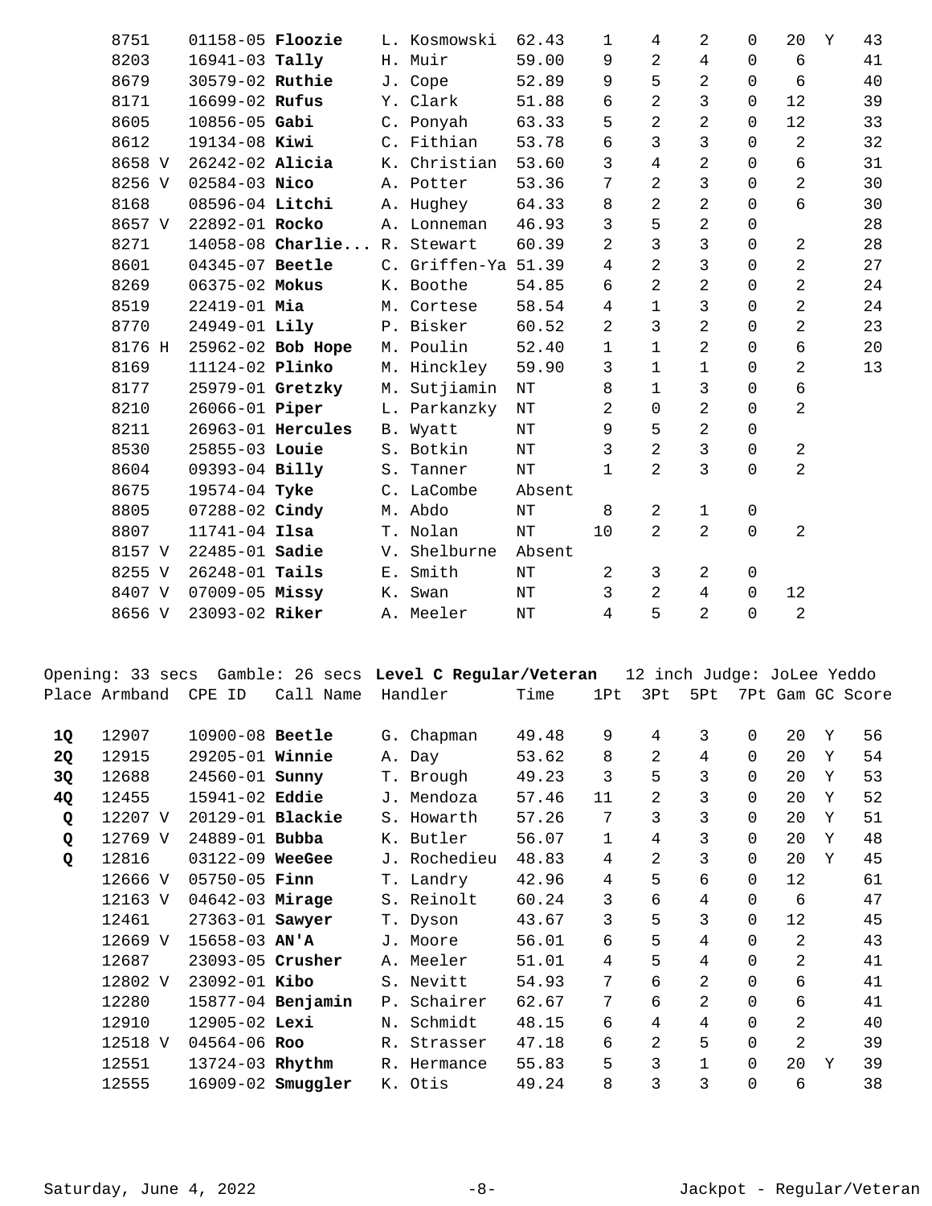| Place | Armband | CPE ID | Call Name | Handler | Time | 1Pt | 3Pt | 5Pt | 7Pt | Gam | GC | Score |
|---|---|---|---|---|---|---|---|---|---|---|---|---|
| | 8751 | 01158-05 | **Floozie** | L. Kosmowski | 62.43 | 1 | 4 | 2 | 0 | 20 | Y | 43 |
| | 8203 | 16941-03 | **Tally** | H. Muir | 59.00 | 9 | 2 | 4 | 0 | 6 | | 41 |
| | 8679 | 30579-02 | **Ruthie** | J. Cope | 52.89 | 9 | 5 | 2 | 0 | 6 | | 40 |
| | 8171 | 16699-02 | **Rufus** | Y. Clark | 51.88 | 6 | 2 | 3 | 0 | 12 | | 39 |
| | 8605 | 10856-05 | **Gabi** | C. Ponyah | 63.33 | 5 | 2 | 2 | 0 | 12 | | 33 |
| | 8612 | 19134-08 | **Kiwi** | C. Fithian | 53.78 | 6 | 3 | 3 | 0 | 2 | | 32 |
| | 8658 V | 26242-02 | **Alicia** | K. Christian | 53.60 | 3 | 4 | 2 | 0 | 6 | | 31 |
| | 8256 V | 02584-03 | **Nico** | A. Potter | 53.36 | 7 | 2 | 3 | 0 | 2 | | 30 |
| | 8168 | 08596-04 | **Litchi** | A. Hughey | 64.33 | 8 | 2 | 2 | 0 | 6 | | 30 |
| | 8657 V | 22892-01 | **Rocko** | A. Lonneman | 46.93 | 3 | 5 | 2 | 0 | | | 28 |
| | 8271 | 14058-08 | **Charlie...** | R. Stewart | 60.39 | 2 | 3 | 3 | 0 | 2 | | 28 |
| | 8601 | 04345-07 | **Beetle** | C. Griffen-Ya | 51.39 | 4 | 2 | 3 | 0 | 2 | | 27 |
| | 8269 | 06375-02 | **Mokus** | K. Boothe | 54.85 | 6 | 2 | 2 | 0 | 2 | | 24 |
| | 8519 | 22419-01 | **Mia** | M. Cortese | 58.54 | 4 | 1 | 3 | 0 | 2 | | 24 |
| | 8770 | 24949-01 | **Lily** | P. Bisker | 60.52 | 2 | 3 | 2 | 0 | 2 | | 23 |
| | 8176 H | 25962-02 | **Bob Hope** | M. Poulin | 52.40 | 1 | 1 | 2 | 0 | 6 | | 20 |
| | 8169 | 11124-02 | **Plinko** | M. Hinckley | 59.90 | 3 | 1 | 1 | 0 | 2 | | 13 |
| | 8177 | 25979-01 | **Gretzky** | M. Sutjiamin | NT | 8 | 1 | 3 | 0 | 6 | | |
| | 8210 | 26066-01 | **Piper** | L. Parkanzky | NT | 2 | 0 | 2 | 0 | 2 | | |
| | 8211 | 26963-01 | **Hercules** | B. Wyatt | NT | 9 | 5 | 2 | 0 | | | |
| | 8530 | 25855-03 | **Louie** | S. Botkin | NT | 3 | 2 | 3 | 0 | 2 | | |
| | 8604 | 09393-04 | **Billy** | S. Tanner | NT | 1 | 2 | 3 | 0 | 2 | | |
| | 8675 | 19574-04 | **Tyke** | C. LaCombe | Absent | | | | | | | |
| | 8805 | 07288-02 | **Cindy** | M. Abdo | NT | 8 | 2 | 1 | 0 | | | |
| | 8807 | 11741-04 | **Ilsa** | T. Nolan | NT | 10 | 2 | 2 | 0 | 2 | | |
| | 8157 V | 22485-01 | **Sadie** | V. Shelburne | Absent | | | | | | | |
| | 8255 V | 26248-01 | **Tails** | E. Smith | NT | 2 | 3 | 2 | 0 | | | |
| | 8407 V | 07009-05 | **Missy** | K. Swan | NT | 3 | 2 | 4 | 0 | 12 | | |
| | 8656 V | 23093-02 | **Riker** | A. Meeler | NT | 4 | 5 | 2 | 0 | 2 | | |

Opening: 33 secs Gamble: 26 secs **Level C Regular/Veteran** 12 inch Judge: JoLee Yeddo

| Place | Armband | CPE ID | Call Name | Handler | Time | 1Pt | 3Pt | 5Pt | 7Pt | Gam | GC | Score |
|---|---|---|---|---|---|---|---|---|---|---|---|---|
| **1Q** | 12907 | 10900-08 | **Beetle** | G. Chapman | 49.48 | 9 | 4 | 3 | 0 | 20 | Y | 56 |
| **2Q** | 12915 | 29205-01 | **Winnie** | A. Day | 53.62 | 8 | 2 | 4 | 0 | 20 | Y | 54 |
| **3Q** | 12688 | 24560-01 | **Sunny** | T. Brough | 49.23 | 3 | 5 | 3 | 0 | 20 | Y | 53 |
| **4Q** | 12455 | 15941-02 | **Eddie** | J. Mendoza | 57.46 | 11 | 2 | 3 | 0 | 20 | Y | 52 |
| **Q** | 12207 V | 20129-01 | **Blackie** | S. Howarth | 57.26 | 7 | 3 | 3 | 0 | 20 | Y | 51 |
| **Q** | 12769 V | 24889-01 | **Bubba** | K. Butler | 56.07 | 1 | 4 | 3 | 0 | 20 | Y | 48 |
| **Q** | 12816 | 03122-09 | **WeeGee** | J. Rochedieu | 48.83 | 4 | 2 | 3 | 0 | 20 | Y | 45 |
| | 12666 V | 05750-05 | **Finn** | T. Landry | 42.96 | 4 | 5 | 6 | 0 | 12 | | 61 |
| | 12163 V | 04642-03 | **Mirage** | S. Reinolt | 60.24 | 3 | 6 | 4 | 0 | 6 | | 47 |
| | 12461 | 27363-01 | **Sawyer** | T. Dyson | 43.67 | 3 | 5 | 3 | 0 | 12 | | 45 |
| | 12669 V | 15658-03 | **AN'A** | J. Moore | 56.01 | 6 | 5 | 4 | 0 | 2 | | 43 |
| | 12687 | 23093-05 | **Crusher** | A. Meeler | 51.01 | 4 | 5 | 4 | 0 | 2 | | 41 |
| | 12802 V | 23092-01 | **Kibo** | S. Nevitt | 54.93 | 7 | 6 | 2 | 0 | 6 | | 41 |
| | 12280 | 15877-04 | **Benjamin** | P. Schairer | 62.67 | 7 | 6 | 2 | 0 | 6 | | 41 |
| | 12910 | 12905-02 | **Lexi** | N. Schmidt | 48.15 | 6 | 4 | 4 | 0 | 2 | | 40 |
| | 12518 V | 04564-06 | **Roo** | R. Strasser | 47.18 | 6 | 2 | 5 | 0 | 2 | | 39 |
| | 12551 | 13724-03 | **Rhythm** | R. Hermance | 55.83 | 5 | 3 | 1 | 0 | 20 | Y | 39 |
| | 12555 | 16909-02 | **Smuggler** | K. Otis | 49.24 | 8 | 3 | 3 | 0 | 6 | | 38 |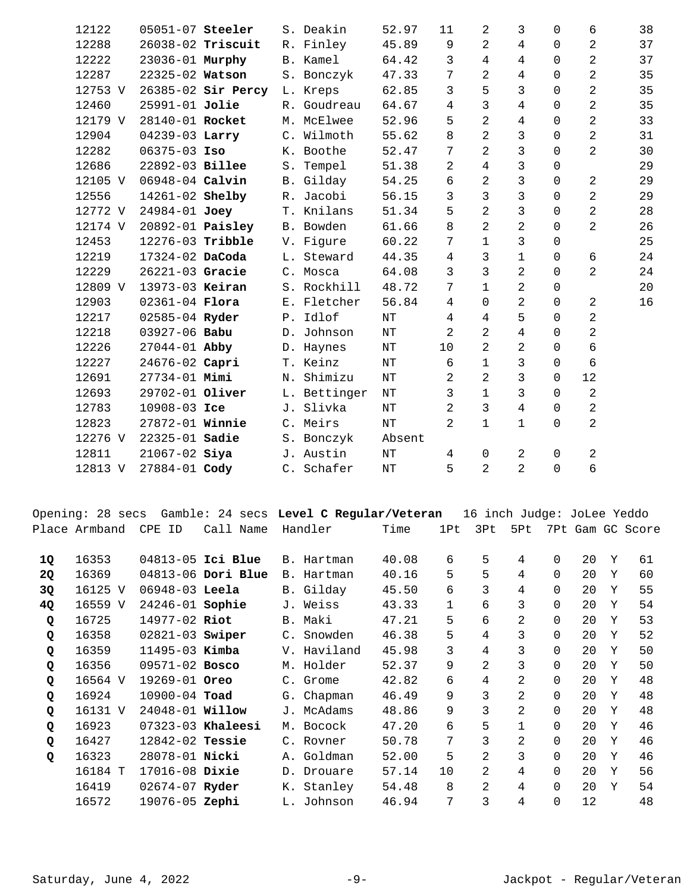| Place | Armband | CPE ID | Call Name | Handler | Time | 1Pt | 3Pt | 5Pt | 7Pt | Gam | GC | Score |
|---|---|---|---|---|---|---|---|---|---|---|---|---|
| | 12122 | 05051-07 | **Steeler** | S. Deakin | 52.97 | 11 | 2 | 3 | 0 | 6 | | 38 |
| | 12288 | 26038-02 | **Triscuit** | R. Finley | 45.89 | 9 | 2 | 4 | 0 | 2 | | 37 |
| | 12222 | 23036-01 | **Murphy** | B. Kamel | 64.42 | 3 | 4 | 4 | 0 | 2 | | 37 |
| | 12287 | 22325-02 | **Watson** | S. Bonczyk | 47.33 | 7 | 2 | 4 | 0 | 2 | | 35 |
| | 12753 V | 26385-02 | **Sir Percy** | L. Kreps | 62.85 | 3 | 5 | 3 | 0 | 2 | | 35 |
| | 12460 | 25991-01 | **Jolie** | R. Goudreau | 64.67 | 4 | 3 | 4 | 0 | 2 | | 35 |
| | 12179 V | 28140-01 | **Rocket** | M. McElwee | 52.96 | 5 | 2 | 4 | 0 | 2 | | 33 |
| | 12904 | 04239-03 | **Larry** | C. Wilmoth | 55.62 | 8 | 2 | 3 | 0 | 2 | | 31 |
| | 12282 | 06375-03 | **Iso** | K. Boothe | 52.47 | 7 | 2 | 3 | 0 | 2 | | 30 |
| | 12686 | 22892-03 | **Billee** | S. Tempel | 51.38 | 2 | 4 | 3 | 0 | | | 29 |
| | 12105 V | 06948-04 | **Calvin** | B. Gilday | 54.25 | 6 | 2 | 3 | 0 | 2 | | 29 |
| | 12556 | 14261-02 | **Shelby** | R. Jacobi | 56.15 | 3 | 3 | 3 | 0 | 2 | | 29 |
| | 12772 V | 24984-01 | **Joey** | T. Knilans | 51.34 | 5 | 2 | 3 | 0 | 2 | | 28 |
| | 12174 V | 20892-01 | **Paisley** | B. Bowden | 61.66 | 8 | 2 | 2 | 0 | 2 | | 26 |
| | 12453 | 12276-03 | **Tribble** | V. Figure | 60.22 | 7 | 1 | 3 | 0 | | | 25 |
| | 12219 | 17324-02 | **DaCoda** | L. Steward | 44.35 | 4 | 3 | 1 | 0 | 6 | | 24 |
| | 12229 | 26221-03 | **Gracie** | C. Mosca | 64.08 | 3 | 3 | 2 | 0 | 2 | | 24 |
| | 12809 V | 13973-03 | **Keiran** | S. Rockhill | 48.72 | 7 | 1 | 2 | 0 | | | 20 |
| | 12903 | 02361-04 | **Flora** | E. Fletcher | 56.84 | 4 | 0 | 2 | 0 | 2 | | 16 |
| | 12217 | 02585-04 | **Ryder** | P. Idlof | NT | 4 | 4 | 5 | 0 | 2 | | |
| | 12218 | 03927-06 | **Babu** | D. Johnson | NT | 2 | 2 | 4 | 0 | 2 | | |
| | 12226 | 27044-01 | **Abby** | D. Haynes | NT | 10 | 2 | 2 | 0 | 6 | | |
| | 12227 | 24676-02 | **Capri** | T. Keinz | NT | 6 | 1 | 3 | 0 | 6 | | |
| | 12691 | 27734-01 | **Mimi** | N. Shimizu | NT | 2 | 2 | 3 | 0 | 12 | | |
| | 12693 | 29702-01 | **Oliver** | L. Bettinger | NT | 3 | 1 | 3 | 0 | 2 | | |
| | 12783 | 10908-03 | **Ice** | J. Slivka | NT | 2 | 3 | 4 | 0 | 2 | | |
| | 12823 | 27872-01 | **Winnie** | C. Meirs | NT | 2 | 1 | 1 | 0 | 2 | | |
| | 12276 V | 22325-01 | **Sadie** | S. Bonczyk | Absent | | | | | | | |
| | 12811 | 21067-02 | **Siya** | J. Austin | NT | 4 | 0 | 2 | 0 | 2 | | |
| | 12813 V | 27884-01 | **Cody** | C. Schafer | NT | 5 | 2 | 2 | 0 | 6 | | |

Opening: 28 secs Gamble: 24 secs **Level C Regular/Veteran** 16 inch Judge: JoLee Yeddo

| Place | Armband | CPE ID | Call Name | Handler | Time | 1Pt | 3Pt | 5Pt | 7Pt | Gam | GC | Score |
|---|---|---|---|---|---|---|---|---|---|---|---|---|
| **1Q** | 16353 | 04813-05 | **Ici Blue** | B. Hartman | 40.08 | 6 | 5 | 4 | 0 | 20 | Y | 61 |
| **2Q** | 16369 | 04813-06 | **Dori Blue** | B. Hartman | 40.16 | 5 | 5 | 4 | 0 | 20 | Y | 60 |
| **3Q** | 16125 V | 06948-03 | **Leela** | B. Gilday | 45.50 | 6 | 3 | 4 | 0 | 20 | Y | 55 |
| **4Q** | 16559 V | 24246-01 | **Sophie** | J. Weiss | 43.33 | 1 | 6 | 3 | 0 | 20 | Y | 54 |
| **Q** | 16725 | 14977-02 | **Riot** | B. Maki | 47.21 | 5 | 6 | 2 | 0 | 20 | Y | 53 |
| **Q** | 16358 | 02821-03 | **Swiper** | C. Snowden | 46.38 | 5 | 4 | 3 | 0 | 20 | Y | 52 |
| **Q** | 16359 | 11495-03 | **Kimba** | V. Haviland | 45.98 | 3 | 4 | 3 | 0 | 20 | Y | 50 |
| **Q** | 16356 | 09571-02 | **Bosco** | M. Holder | 52.37 | 9 | 2 | 3 | 0 | 20 | Y | 50 |
| **Q** | 16564 V | 19269-01 | **Oreo** | C. Grome | 42.82 | 6 | 4 | 2 | 0 | 20 | Y | 48 |
| **Q** | 16924 | 10900-04 | **Toad** | G. Chapman | 46.49 | 9 | 3 | 2 | 0 | 20 | Y | 48 |
| **Q** | 16131 V | 24048-01 | **Willow** | J. McAdams | 48.86 | 9 | 3 | 2 | 0 | 20 | Y | 48 |
| **Q** | 16923 | 07323-03 | **Khaleesi** | M. Bocock | 47.20 | 6 | 5 | 1 | 0 | 20 | Y | 46 |
| **Q** | 16427 | 12842-02 | **Tessie** | C. Rovner | 50.78 | 7 | 3 | 2 | 0 | 20 | Y | 46 |
| **Q** | 16323 | 28078-01 | **Nicki** | A. Goldman | 52.00 | 5 | 2 | 3 | 0 | 20 | Y | 46 |
| | 16184 T | 17016-08 | **Dixie** | D. Drouare | 57.14 | 10 | 2 | 4 | 0 | 20 | Y | 56 |
| | 16419 | 02674-07 | **Ryder** | K. Stanley | 54.48 | 8 | 2 | 4 | 0 | 20 | Y | 54 |
| | 16572 | 19076-05 | **Zephi** | L. Johnson | 46.94 | 7 | 3 | 4 | 0 | 12 | | 48 |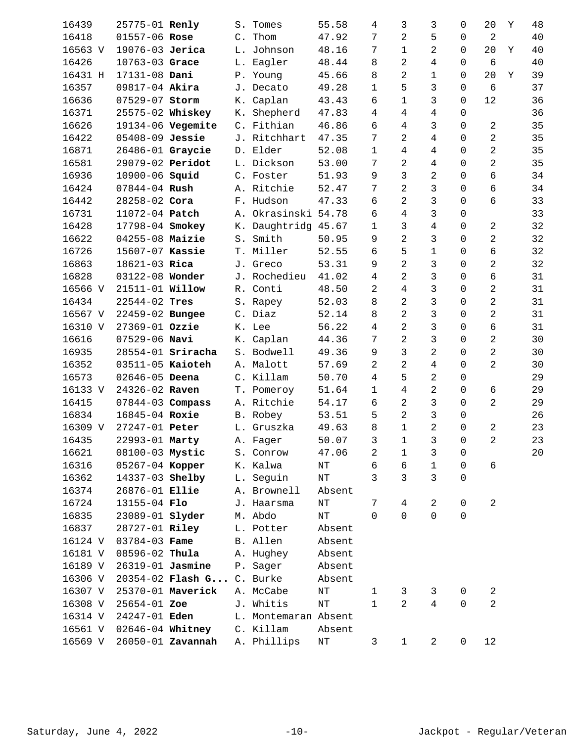| | | | | | | | | | | | |
|---|---|---|---|---|---|---|---|---|---|---|---|
| 16439 | 25775-01 **Renly** | S. Tomes | 55.58 | 4 | 3 | 3 | 0 | 20 | Y | 48 |
| 16418 | 01557-06 **Rose** | C. Thom | 47.92 | 7 | 2 | 5 | 0 | 2 | | 40 |
| 16563 V | 19076-03 **Jerica** | L. Johnson | 48.16 | 7 | 1 | 2 | 0 | 20 | Y | 40 |
| 16426 | 10763-03 **Grace** | L. Eagler | 48.44 | 8 | 2 | 4 | 0 | 6 | | 40 |
| 16431 H | 17131-08 **Dani** | P. Young | 45.66 | 8 | 2 | 1 | 0 | 20 | Y | 39 |
| 16357 | 09817-04 **Akira** | J. Decato | 49.28 | 1 | 5 | 3 | 0 | 6 | | 37 |
| 16636 | 07529-07 **Storm** | K. Caplan | 43.43 | 6 | 1 | 3 | 0 | 12 | | 36 |
| 16371 | 25575-02 **Whiskey** | K. Shepherd | 47.83 | 4 | 4 | 4 | 0 | | | 36 |
| 16626 | 19134-06 **Vegemite** | C. Fithian | 46.86 | 6 | 4 | 3 | 0 | 2 | | 35 |
| 16422 | 05408-09 **Jessie** | J. Ritchhart | 47.35 | 7 | 2 | 4 | 0 | 2 | | 35 |
| 16871 | 26486-01 **Graycie** | D. Elder | 52.08 | 1 | 4 | 4 | 0 | 2 | | 35 |
| 16581 | 29079-02 **Peridot** | L. Dickson | 53.00 | 7 | 2 | 4 | 0 | 2 | | 35 |
| 16936 | 10900-06 **Squid** | C. Foster | 51.93 | 9 | 3 | 2 | 0 | 6 | | 34 |
| 16424 | 07844-04 **Rush** | A. Ritchie | 52.47 | 7 | 2 | 3 | 0 | 6 | | 34 |
| 16442 | 28258-02 **Cora** | F. Hudson | 47.33 | 6 | 2 | 3 | 0 | 6 | | 33 |
| 16731 | 11072-04 **Patch** | A. Okrasinski | 54.78 | 6 | 4 | 3 | 0 | | | 33 |
| 16428 | 17798-04 **Smokey** | K. Daughtridg | 45.67 | 1 | 3 | 4 | 0 | 2 | | 32 |
| 16622 | 04255-08 **Maizie** | S. Smith | 50.95 | 9 | 2 | 3 | 0 | 2 | | 32 |
| 16726 | 15607-07 **Kassie** | T. Miller | 52.55 | 6 | 5 | 1 | 0 | 6 | | 32 |
| 16863 | 18621-03 **Rica** | J. Greco | 53.31 | 9 | 2 | 3 | 0 | 2 | | 32 |
| 16828 | 03122-08 **Wonder** | J. Rochedieu | 41.02 | 4 | 2 | 3 | 0 | 6 | | 31 |
| 16566 V | 21511-01 **Willow** | R. Conti | 48.50 | 2 | 4 | 3 | 0 | 2 | | 31 |
| 16434 | 22544-02 **Tres** | S. Rapey | 52.03 | 8 | 2 | 3 | 0 | 2 | | 31 |
| 16567 V | 22459-02 **Bungee** | C. Diaz | 52.14 | 8 | 2 | 3 | 0 | 2 | | 31 |
| 16310 V | 27369-01 **Ozzie** | K. Lee | 56.22 | 4 | 2 | 3 | 0 | 6 | | 31 |
| 16616 | 07529-06 **Navi** | K. Caplan | 44.36 | 7 | 2 | 3 | 0 | 2 | | 30 |
| 16935 | 28554-01 **Sriracha** | S. Bodwell | 49.36 | 9 | 3 | 2 | 0 | 2 | | 30 |
| 16352 | 03511-05 **Kaioteh** | A. Malott | 57.69 | 2 | 2 | 4 | 0 | 2 | | 30 |
| 16573 | 02646-05 **Deena** | C. Killam | 50.70 | 4 | 5 | 2 | 0 | | | 29 |
| 16133 V | 24326-02 **Raven** | T. Pomeroy | 51.64 | 1 | 4 | 2 | 0 | 6 | | 29 |
| 16415 | 07844-03 **Compass** | A. Ritchie | 54.17 | 6 | 2 | 3 | 0 | 2 | | 29 |
| 16834 | 16845-04 **Roxie** | B. Robey | 53.51 | 5 | 2 | 3 | 0 | | | 26 |
| 16309 V | 27247-01 **Peter** | L. Gruszka | 49.63 | 8 | 1 | 2 | 0 | 2 | | 23 |
| 16435 | 22993-01 **Marty** | A. Fager | 50.07 | 3 | 1 | 3 | 0 | 2 | | 23 |
| 16621 | 08100-03 **Mystic** | S. Conrow | 47.06 | 2 | 1 | 3 | 0 | | | 20 |
| 16316 | 05267-04 **Kopper** | K. Kalwa | NT | 6 | 6 | 1 | 0 | 6 | | |
| 16362 | 14337-03 **Shelby** | L. Seguin | NT | 3 | 3 | 3 | 0 | | | |
| 16374 | 26876-01 **Ellie** | A. Brownell | Absent | | | | | | | |
| 16724 | 13155-04 **Flo** | J. Haarsma | NT | 7 | 4 | 2 | 0 | 2 | | |
| 16835 | 23089-01 **Slyder** | M. Abdo | NT | 0 | 0 | 0 | 0 | | | |
| 16837 | 28727-01 **Riley** | L. Potter | Absent | | | | | | | |
| 16124 V | 03784-03 **Fame** | B. Allen | Absent | | | | | | | |
| 16181 V | 08596-02 **Thula** | A. Hughey | Absent | | | | | | | |
| 16189 V | 26319-01 **Jasmine** | P. Sager | Absent | | | | | | | |
| 16306 V | 20354-02 **Flash G...** | C. Burke | Absent | | | | | | | |
| 16307 V | 25370-01 **Maverick** | A. McCabe | NT | 1 | 3 | 3 | 0 | 2 | | |
| 16308 V | 25654-01 **Zoe** | J. Whitis | NT | 1 | 2 | 4 | 0 | 2 | | |
| 16314 V | 24247-01 **Eden** | L. Montemaran | Absent | | | | | | | |
| 16561 V | 02646-04 **Whitney** | C. Killam | Absent | | | | | | | |
| 16569 V | 26050-01 **Zavannah** | A. Phillips | NT | 3 | 1 | 2 | 0 | 12 | | |

Saturday, June 4, 2022 — Jackpot - Regular/Veteran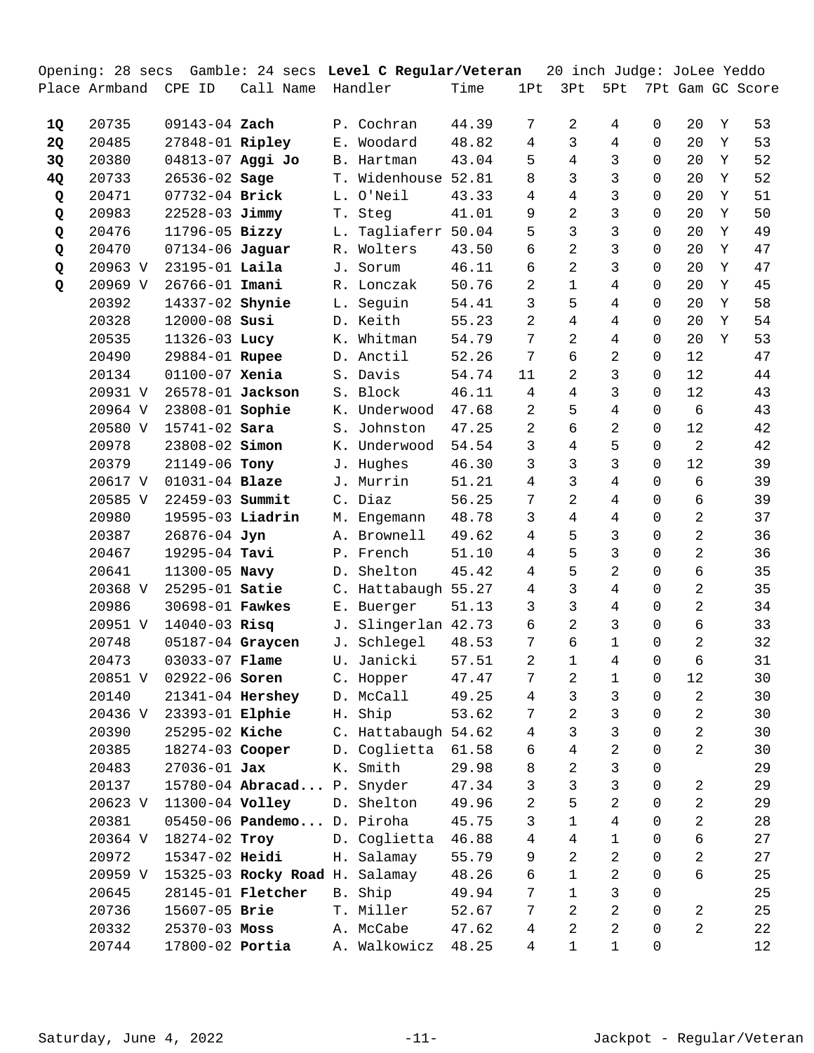Opening: 28 secs Gamble: 24 secs **Level C Regular/Veteran** 20 inch Judge: JoLee Yeddo

| Place | Armband | CPE ID | Call Name | Handler | Time | 1Pt | 3Pt | 5Pt | 7Pt | Gam | GC | Score |
|---|---|---|---|---|---|---|---|---|---|---|---|---|
| **1Q** | 20735 | 09143-04 | **Zach** | P. Cochran | 44.39 | 7 | 2 | 4 | 0 | 20 | Y | 53 |
| **2Q** | 20485 | 27848-01 | **Ripley** | E. Woodard | 48.82 | 4 | 3 | 4 | 0 | 20 | Y | 53 |
| **3Q** | 20380 | 04813-07 | **Aggi Jo** | B. Hartman | 43.04 | 5 | 4 | 3 | 0 | 20 | Y | 52 |
| **4Q** | 20733 | 26536-02 | **Sage** | T. Widenhouse | 52.81 | 8 | 3 | 3 | 0 | 20 | Y | 52 |
| **Q** | 20471 | 07732-04 | **Brick** | L. O'Neil | 43.33 | 4 | 4 | 3 | 0 | 20 | Y | 51 |
| **Q** | 20983 | 22528-03 | **Jimmy** | T. Steg | 41.01 | 9 | 2 | 3 | 0 | 20 | Y | 50 |
| **Q** | 20476 | 11796-05 | **Bizzy** | L. Tagliaferr | 50.04 | 5 | 3 | 3 | 0 | 20 | Y | 49 |
| **Q** | 20470 | 07134-06 | **Jaguar** | R. Wolters | 43.50 | 6 | 2 | 3 | 0 | 20 | Y | 47 |
| **Q** | 20963 V | 23195-01 | **Laila** | J. Sorum | 46.11 | 6 | 2 | 3 | 0 | 20 | Y | 47 |
| **Q** | 20969 V | 26766-01 | **Imani** | R. Lonczak | 50.76 | 2 | 1 | 4 | 0 | 20 | Y | 45 |
| | 20392 | 14337-02 | **Shynie** | L. Seguin | 54.41 | 3 | 5 | 4 | 0 | 20 | Y | 58 |
| | 20328 | 12000-08 | **Susi** | D. Keith | 55.23 | 2 | 4 | 4 | 0 | 20 | Y | 54 |
| | 20535 | 11326-03 | **Lucy** | K. Whitman | 54.79 | 7 | 2 | 4 | 0 | 20 | Y | 53 |
| | 20490 | 29884-01 | **Rupee** | D. Anctil | 52.26 | 7 | 6 | 2 | 0 | 12 | | 47 |
| | 20134 | 01100-07 | **Xenia** | S. Davis | 54.74 | 11 | 2 | 3 | 0 | 12 | | 44 |
| | 20931 V | 26578-01 | **Jackson** | S. Block | 46.11 | 4 | 4 | 3 | 0 | 12 | | 43 |
| | 20964 V | 23808-01 | **Sophie** | K. Underwood | 47.68 | 2 | 5 | 4 | 0 | 6 | | 43 |
| | 20580 V | 15741-02 | **Sara** | S. Johnston | 47.25 | 2 | 6 | 2 | 0 | 12 | | 42 |
| | 20978 | 23808-02 | **Simon** | K. Underwood | 54.54 | 3 | 4 | 5 | 0 | 2 | | 42 |
| | 20379 | 21149-06 | **Tony** | J. Hughes | 46.30 | 3 | 3 | 3 | 0 | 12 | | 39 |
| | 20617 V | 01031-04 | **Blaze** | J. Murrin | 51.21 | 4 | 3 | 4 | 0 | 6 | | 39 |
| | 20585 V | 22459-03 | **Summit** | C. Diaz | 56.25 | 7 | 2 | 4 | 0 | 6 | | 39 |
| | 20980 | 19595-03 | **Liadrin** | M. Engemann | 48.78 | 3 | 4 | 4 | 0 | 2 | | 37 |
| | 20387 | 26876-04 | **Jyn** | A. Brownell | 49.62 | 4 | 5 | 3 | 0 | 2 | | 36 |
| | 20467 | 19295-04 | **Tavi** | P. French | 51.10 | 4 | 5 | 3 | 0 | 2 | | 36 |
| | 20641 | 11300-05 | **Navy** | D. Shelton | 45.42 | 4 | 5 | 2 | 0 | 6 | | 35 |
| | 20368 V | 25295-01 | **Satie** | C. Hattabaugh | 55.27 | 4 | 3 | 4 | 0 | 2 | | 35 |
| | 20986 | 30698-01 | **Fawkes** | E. Buerger | 51.13 | 3 | 3 | 4 | 0 | 2 | | 34 |
| | 20951 V | 14040-03 | **Risq** | J. Slingerlan | 42.73 | 6 | 2 | 3 | 0 | 6 | | 33 |
| | 20748 | 05187-04 | **Graycen** | J. Schlegel | 48.53 | 7 | 6 | 1 | 0 | 2 | | 32 |
| | 20473 | 03033-07 | **Flame** | U. Janicki | 57.51 | 2 | 1 | 4 | 0 | 6 | | 31 |
| | 20851 V | 02922-06 | **Soren** | C. Hopper | 47.47 | 7 | 2 | 1 | 0 | 12 | | 30 |
| | 20140 | 21341-04 | **Hershey** | D. McCall | 49.25 | 4 | 3 | 3 | 0 | 2 | | 30 |
| | 20436 V | 23393-01 | **Elphie** | H. Ship | 53.62 | 7 | 2 | 3 | 0 | 2 | | 30 |
| | 20390 | 25295-02 | **Kiche** | C. Hattabaugh | 54.62 | 4 | 3 | 3 | 0 | 2 | | 30 |
| | 20385 | 18274-03 | **Cooper** | D. Coglietta | 61.58 | 6 | 4 | 2 | 0 | 2 | | 30 |
| | 20483 | 27036-01 | **Jax** | K. Smith | 29.98 | 8 | 2 | 3 | 0 | | | 29 |
| | 20137 | 15780-04 | **Abracad...** | P. Snyder | 47.34 | 3 | 3 | 3 | 0 | 2 | | 29 |
| | 20623 V | 11300-04 | **Volley** | D. Shelton | 49.96 | 2 | 5 | 2 | 0 | 2 | | 29 |
| | 20381 | 05450-06 | **Pandemo...** | D. Piroha | 45.75 | 3 | 1 | 4 | 0 | 2 | | 28 |
| | 20364 V | 18274-02 | **Troy** | D. Coglietta | 46.88 | 4 | 4 | 1 | 0 | 6 | | 27 |
| | 20972 | 15347-02 | **Heidi** | H. Salamay | 55.79 | 9 | 2 | 2 | 0 | 2 | | 27 |
| | 20959 V | 15325-03 | **Rocky Road** | H. Salamay | 48.26 | 6 | 1 | 2 | 0 | 6 | | 25 |
| | 20645 | 28145-01 | **Fletcher** | B. Ship | 49.94 | 7 | 1 | 3 | 0 | | | 25 |
| | 20736 | 15607-05 | **Brie** | T. Miller | 52.67 | 7 | 2 | 2 | 0 | 2 | | 25 |
| | 20332 | 25370-03 | **Moss** | A. McCabe | 47.62 | 4 | 2 | 2 | 0 | 2 | | 22 |
| | 20744 | 17800-02 | **Portia** | A. Walkowicz | 48.25 | 4 | 1 | 1 | 0 | | | 12 |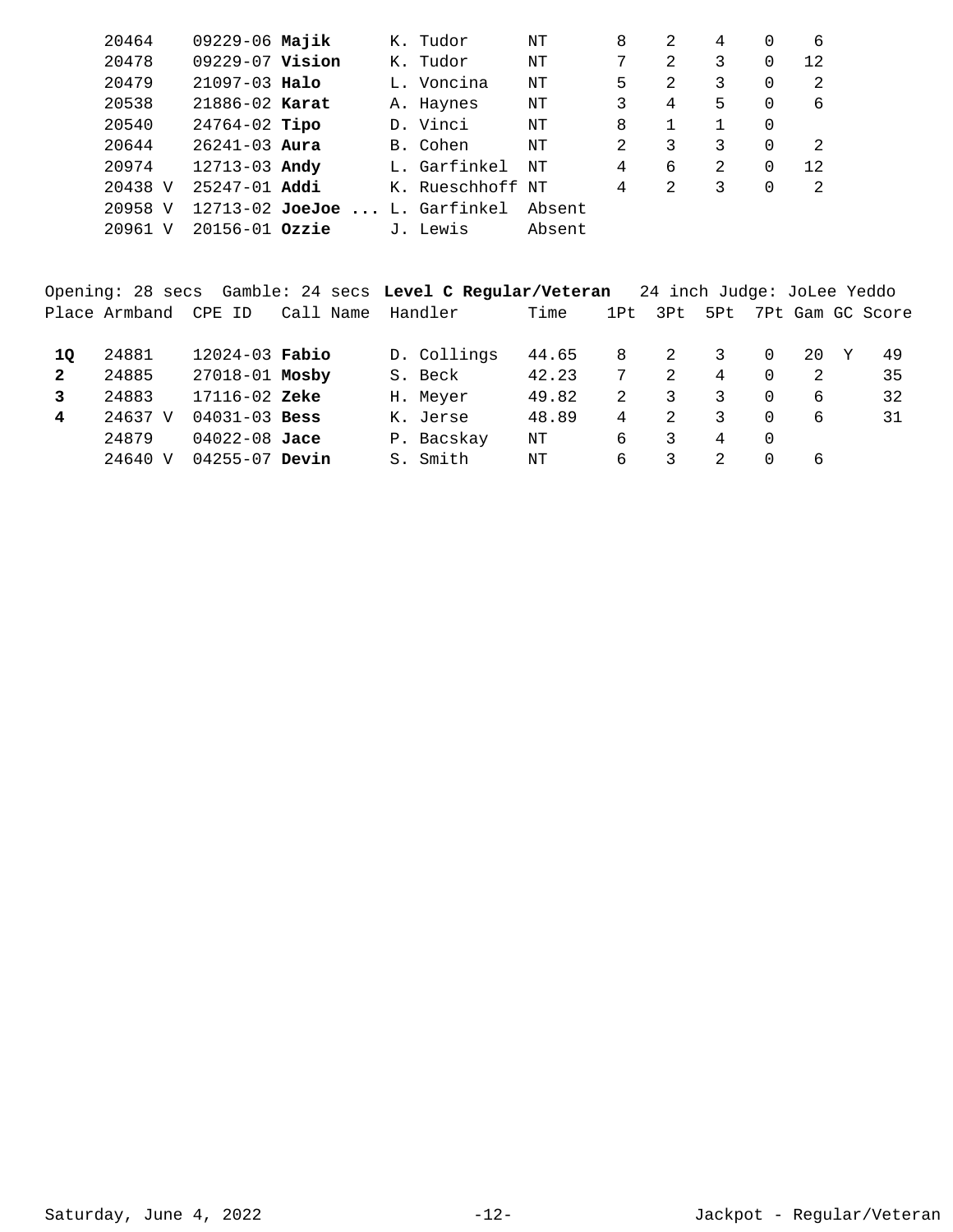| Place | Armband | CPE ID | Call Name | Handler | Time | 1Pt | 3Pt | 5Pt | 7Pt | Gam | GC | Score |
|---|---|---|---|---|---|---|---|---|---|---|---|---|
| | 20464 | 09229-06 | **Majik** | K. Tudor | NT | 8 | 2 | 4 | 0 | 6 | | |
| | 20478 | 09229-07 | **Vision** | K. Tudor | NT | 7 | 2 | 3 | 0 | 12 | | |
| | 20479 | 21097-03 | **Halo** | L. Voncina | NT | 5 | 2 | 3 | 0 | 2 | | |
| | 20538 | 21886-02 | **Karat** | A. Haynes | NT | 3 | 4 | 5 | 0 | 6 | | |
| | 20540 | 24764-02 | **Tipo** | D. Vinci | NT | 8 | 1 | 1 | 0 | | | |
| | 20644 | 26241-03 | **Aura** | B. Cohen | NT | 2 | 3 | 3 | 0 | 2 | | |
| | 20974 | 12713-03 | **Andy** | L. Garfinkel | NT | 4 | 6 | 2 | 0 | 12 | | |
| | 20438 V | 25247-01 | **Addi** | K. Rueschhoff | NT | 4 | 2 | 3 | 0 | 2 | | |
| | 20958 V | 12713-02 | **JoeJoe ...** | L. Garfinkel | Absent | | | | | | | |
| | 20961 V | 20156-01 | **Ozzie** | J. Lewis | Absent | | | | | | | |

Opening: 28 secs Gamble: 24 secs **Level C Regular/Veteran** 24 inch Judge: JoLee Yeddo

| Place | Armband | CPE ID | Call Name | Handler | Time | 1Pt | 3Pt | 5Pt | 7Pt | Gam | GC | Score |
|---|---|---|---|---|---|---|---|---|---|---|---|---|
| **1Q** | 24881 | 12024-03 | **Fabio** | D. Collings | 44.65 | 8 | 2 | 3 | 0 | 20 | Y | 49 |
| **2** | 24885 | 27018-01 | **Mosby** | S. Beck | 42.23 | 7 | 2 | 4 | 0 | 2 | | 35 |
| **3** | 24883 | 17116-02 | **Zeke** | H. Meyer | 49.82 | 2 | 3 | 3 | 0 | 6 | | 32 |
| **4** | 24637 V | 04031-03 | **Bess** | K. Jerse | 48.89 | 4 | 2 | 3 | 0 | 6 | | 31 |
| | 24879 | 04022-08 | **Jace** | P. Bacskay | NT | 6 | 3 | 4 | 0 | | | |
| | 24640 V | 04255-07 | **Devin** | S. Smith | NT | 6 | 3 | 2 | 0 | 6 | | |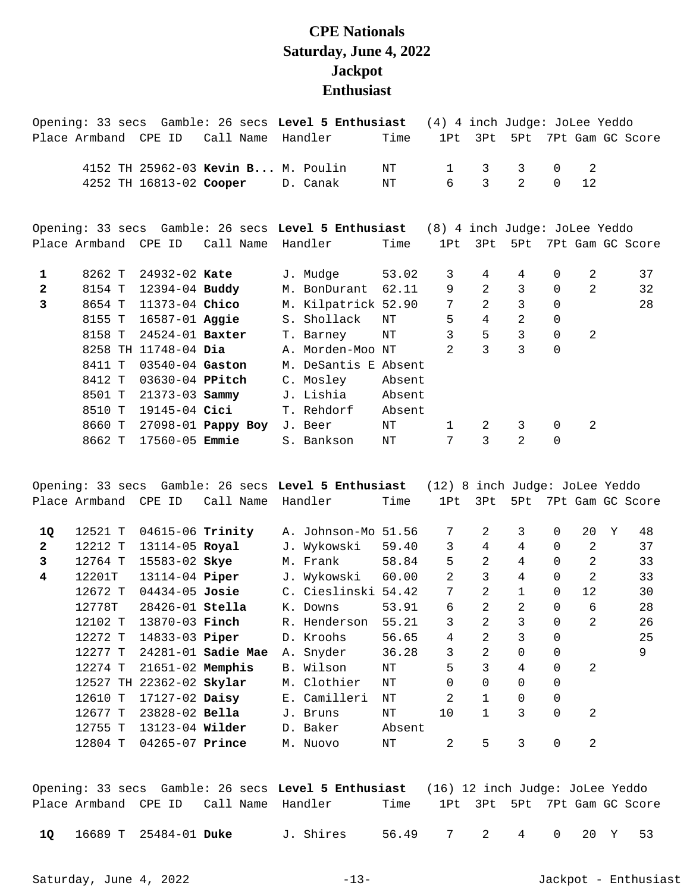# CPE Nationals
# Saturday, June 4, 2022
# Jackpot
# Enthusiast

Opening: 33 secs Gamble: 26 secs **Level 5 Enthusiast** (4) 4 inch Judge: JoLee Yeddo

| Place | Armband | CPE ID | Call Name | Handler | Time | 1Pt | 3Pt | 5Pt | 7Pt | Gam | GC | Score |
|---|---|---|---|---|---|---|---|---|---|---|---|---|
| | 4152 TH | 25962-03 | **Kevin B...** | M. Poulin | NT | 1 | 3 | 3 | 0 | 2 | | |
| | 4252 TH | 16813-02 | **Cooper** | D. Canak | NT | 6 | 3 | 2 | 0 | 12 | | |

Opening: 33 secs Gamble: 26 secs **Level 5 Enthusiast** (8) 4 inch Judge: JoLee Yeddo

| Place | Armband | CPE ID | Call Name | Handler | Time | 1Pt | 3Pt | 5Pt | 7Pt | Gam | GC | Score |
|---|---|---|---|---|---|---|---|---|---|---|---|---|
| **1** | 8262 T | 24932-02 | **Kate** | J. Mudge | 53.02 | 3 | 4 | 4 | 0 | 2 | | 37 |
| **2** | 8154 T | 12394-04 | **Buddy** | M. BonDurant | 62.11 | 9 | 2 | 3 | 0 | 2 | | 32 |
| **3** | 8654 T | 11373-04 | **Chico** | M. Kilpatrick | 52.90 | 7 | 2 | 3 | 0 | | | 28 |
| | 8155 T | 16587-01 | **Aggie** | S. Shollack | NT | 5 | 4 | 2 | 0 | | | |
| | 8158 T | 24524-01 | **Baxter** | T. Barney | NT | 3 | 5 | 3 | 0 | 2 | | |
| | 8258 TH | 11748-04 | **Dia** | A. Morden-Moo | NT | 2 | 3 | 3 | 0 | | | |
| | 8411 T | 03540-04 | **Gaston** | M. DeSantis E | Absent | | | | | | | |
| | 8412 T | 03630-04 | **PPitch** | C. Mosley | Absent | | | | | | | |
| | 8501 T | 21373-03 | **Sammy** | J. Lishia | Absent | | | | | | | |
| | 8510 T | 19145-04 | **Cici** | T. Rehdorf | Absent | | | | | | | |
| | 8660 T | 27098-01 | **Pappy Boy** | J. Beer | NT | 1 | 2 | 3 | 0 | 2 | | |
| | 8662 T | 17560-05 | **Emmie** | S. Bankson | NT | 7 | 3 | 2 | 0 | | | |

Opening: 33 secs Gamble: 26 secs **Level 5 Enthusiast** (12) 8 inch Judge: JoLee Yeddo

| Place | Armband | CPE ID | Call Name | Handler | Time | 1Pt | 3Pt | 5Pt | 7Pt | Gam | GC | Score |
|---|---|---|---|---|---|---|---|---|---|---|---|---|
| **1Q** | 12521 T | 04615-06 | **Trinity** | A. Johnson-Mo | 51.56 | 7 | 2 | 3 | 0 | 20 | Y | 48 |
| **2** | 12212 T | 13114-05 | **Royal** | J. Wykowski | 59.40 | 3 | 4 | 4 | 0 | 2 | | 37 |
| **3** | 12764 T | 15583-02 | **Skye** | M. Frank | 58.84 | 5 | 2 | 4 | 0 | 2 | | 33 |
| **4** | 12201T | 13114-04 | **Piper** | J. Wykowski | 60.00 | 2 | 3 | 4 | 0 | 2 | | 33 |
| | 12672 T | 04434-05 | **Josie** | C. Cieslinski | 54.42 | 7 | 2 | 1 | 0 | 12 | | 30 |
| | 12778T | 28426-01 | **Stella** | K. Downs | 53.91 | 6 | 2 | 2 | 0 | 6 | | 28 |
| | 12102 T | 13870-03 | **Finch** | R. Henderson | 55.21 | 3 | 2 | 3 | 0 | 2 | | 26 |
| | 12272 T | 14833-03 | **Piper** | D. Kroohs | 56.65 | 4 | 2 | 3 | 0 | | | 25 |
| | 12277 T | 24281-01 | **Sadie Mae** | A. Snyder | 36.28 | 3 | 2 | 0 | 0 | | | 9 |
| | 12274 T | 21651-02 | **Memphis** | B. Wilson | NT | 5 | 3 | 4 | 0 | 2 | | |
| | 12527 TH | 22362-02 | **Skylar** | M. Clothier | NT | 0 | 0 | 0 | 0 | | | |
| | 12610 T | 17127-02 | **Daisy** | E. Camilleri | NT | 2 | 1 | 0 | 0 | | | |
| | 12677 T | 23828-02 | **Bella** | J. Bruns | NT | 10 | 1 | 3 | 0 | 2 | | |
| | 12755 T | 13123-04 | **Wilder** | D. Baker | Absent | | | | | | | |
| | 12804 T | 04265-07 | **Prince** | M. Nuovo | NT | 2 | 5 | 3 | 0 | 2 | | |

Opening: 33 secs Gamble: 26 secs **Level 5 Enthusiast** (16) 12 inch Judge: JoLee Yeddo

| Place | Armband | CPE ID | Call Name | Handler | Time | 1Pt | 3Pt | 5Pt | 7Pt | Gam | GC | Score |
|---|---|---|---|---|---|---|---|---|---|---|---|---|
| **1Q** | 16689 T | 25484-01 | **Duke** | J. Shires | 56.49 | 7 | 2 | 4 | 0 | 20 | Y | 53 |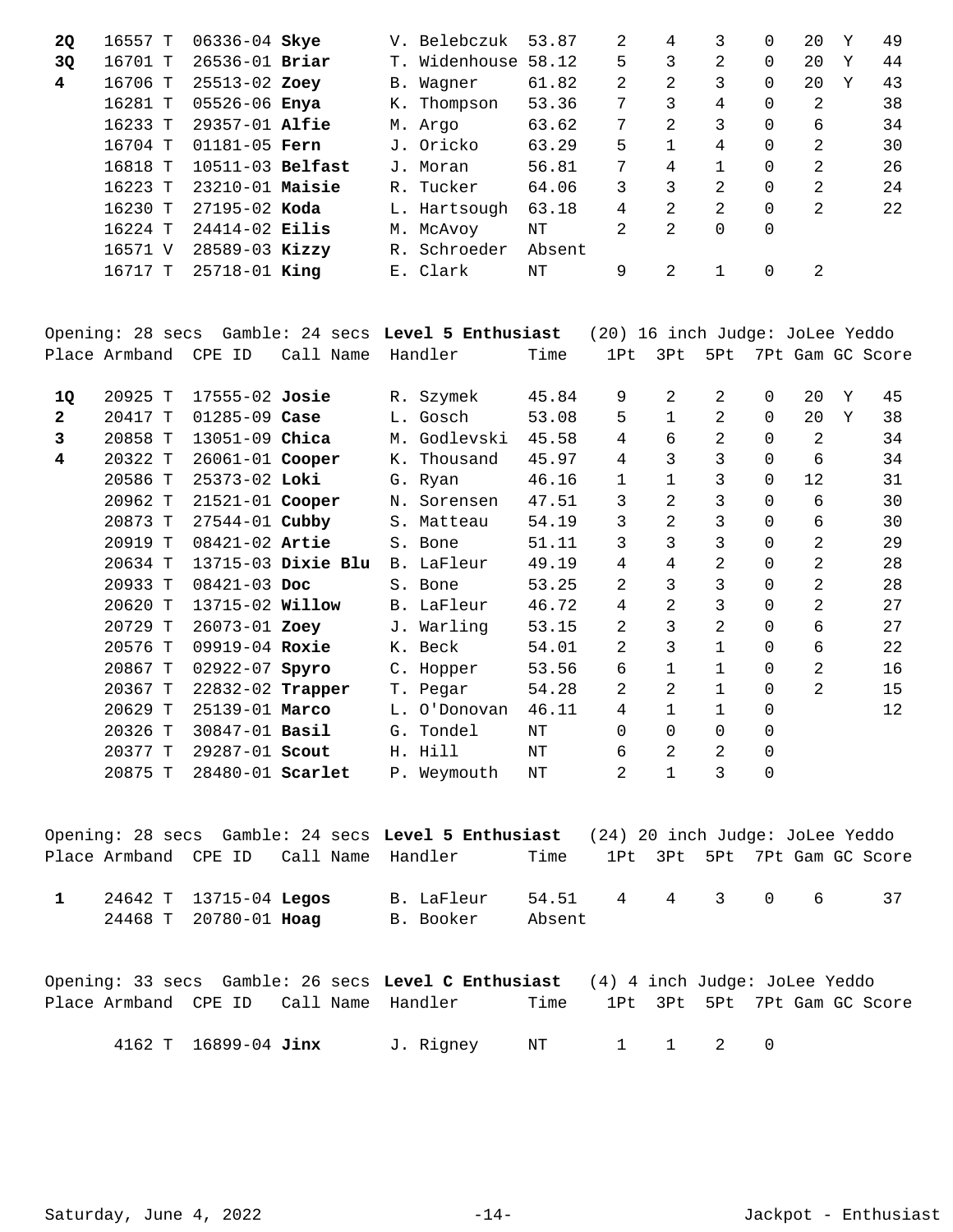| Place | Armband | CPE ID | Call Name | Handler | Time | 1Pt | 3Pt | 5Pt | 7Pt | Gam | GC | Score |
|---|---|---|---|---|---|---|---|---|---|---|---|---|
| **2Q** | 16557 T | 06336-04 | **Skye** | V. Belebczuk | 53.87 | 2 | 4 | 3 | 0 | 20 | Y | 49 |
| **3Q** | 16701 T | 26536-01 | **Briar** | T. Widenhouse | 58.12 | 5 | 3 | 2 | 0 | 20 | Y | 44 |
| **4** | 16706 T | 25513-02 | **Zoey** | B. Wagner | 61.82 | 2 | 2 | 3 | 0 | 20 | Y | 43 |
| | 16281 T | 05526-06 | **Enya** | K. Thompson | 53.36 | 7 | 3 | 4 | 0 | 2 | | 38 |
| | 16233 T | 29357-01 | **Alfie** | M. Argo | 63.62 | 7 | 2 | 3 | 0 | 6 | | 34 |
| | 16704 T | 01181-05 | **Fern** | J. Oricko | 63.29 | 5 | 1 | 4 | 0 | 2 | | 30 |
| | 16818 T | 10511-03 | **Belfast** | J. Moran | 56.81 | 7 | 4 | 1 | 0 | 2 | | 26 |
| | 16223 T | 23210-01 | **Maisie** | R. Tucker | 64.06 | 3 | 3 | 2 | 0 | 2 | | 24 |
| | 16230 T | 27195-02 | **Koda** | L. Hartsough | 63.18 | 4 | 2 | 2 | 0 | 2 | | 22 |
| | 16224 T | 24414-02 | **Eilis** | M. McAvoy | NT | 2 | 2 | 0 | 0 | | | |
| | 16571 V | 28589-03 | **Kizzy** | R. Schroeder | Absent | | | | | | | |
| | 16717 T | 25718-01 | **King** | E. Clark | NT | 9 | 2 | 1 | 0 | 2 | | |

Opening: 28 secs Gamble: 24 secs **Level 5 Enthusiast** (20) 16 inch Judge: JoLee Yeddo

| Place | Armband | CPE ID | Call Name | Handler | Time | 1Pt | 3Pt | 5Pt | 7Pt | Gam | GC | Score |
|---|---|---|---|---|---|---|---|---|---|---|---|---|
| **1Q** | 20925 T | 17555-02 | **Josie** | R. Szymek | 45.84 | 9 | 2 | 2 | 0 | 20 | Y | 45 |
| **2** | 20417 T | 01285-09 | **Case** | L. Gosch | 53.08 | 5 | 1 | 2 | 0 | 20 | Y | 38 |
| **3** | 20858 T | 13051-09 | **Chica** | M. Godlevski | 45.58 | 4 | 6 | 2 | 0 | 2 | | 34 |
| **4** | 20322 T | 26061-01 | **Cooper** | K. Thousand | 45.97 | 4 | 3 | 3 | 0 | 6 | | 34 |
| | 20586 T | 25373-02 | **Loki** | G. Ryan | 46.16 | 1 | 1 | 3 | 0 | 12 | | 31 |
| | 20962 T | 21521-01 | **Cooper** | N. Sorensen | 47.51 | 3 | 2 | 3 | 0 | 6 | | 30 |
| | 20873 T | 27544-01 | **Cubby** | S. Matteau | 54.19 | 3 | 2 | 3 | 0 | 6 | | 30 |
| | 20919 T | 08421-02 | **Artie** | S. Bone | 51.11 | 3 | 3 | 3 | 0 | 2 | | 29 |
| | 20634 T | 13715-03 | **Dixie Blu** | B. LaFleur | 49.19 | 4 | 4 | 2 | 0 | 2 | | 28 |
| | 20933 T | 08421-03 | **Doc** | S. Bone | 53.25 | 2 | 3 | 3 | 0 | 2 | | 28 |
| | 20620 T | 13715-02 | **Willow** | B. LaFleur | 46.72 | 4 | 2 | 3 | 0 | 2 | | 27 |
| | 20729 T | 26073-01 | **Zoey** | J. Warling | 53.15 | 2 | 3 | 2 | 0 | 6 | | 27 |
| | 20576 T | 09919-04 | **Roxie** | K. Beck | 54.01 | 2 | 3 | 1 | 0 | 6 | | 22 |
| | 20867 T | 02922-07 | **Spyro** | C. Hopper | 53.56 | 6 | 1 | 1 | 0 | 2 | | 16 |
| | 20367 T | 22832-02 | **Trapper** | T. Pegar | 54.28 | 2 | 2 | 1 | 0 | 2 | | 15 |
| | 20629 T | 25139-01 | **Marco** | L. O'Donovan | 46.11 | 4 | 1 | 1 | 0 | | | 12 |
| | 20326 T | 30847-01 | **Basil** | G. Tondel | NT | 0 | 0 | 0 | 0 | | | |
| | 20377 T | 29287-01 | **Scout** | H. Hill | NT | 6 | 2 | 2 | 0 | | | |
| | 20875 T | 28480-01 | **Scarlet** | P. Weymouth | NT | 2 | 1 | 3 | 0 | | | |

Opening: 28 secs Gamble: 24 secs **Level 5 Enthusiast** (24) 20 inch Judge: JoLee Yeddo

| Place | Armband | CPE ID | Call Name | Handler | Time | 1Pt | 3Pt | 5Pt | 7Pt | Gam | GC | Score |
|---|---|---|---|---|---|---|---|---|---|---|---|---|
| **1** | 24642 T | 13715-04 | **Legos** | B. LaFleur | 54.51 | 4 | 4 | 3 | 0 | 6 | | 37 |
| | 24468 T | 20780-01 | **Hoag** | B. Booker | Absent | | | | | | | |

Opening: 33 secs Gamble: 26 secs **Level C Enthusiast** (4) 4 inch Judge: JoLee Yeddo

| Place | Armband | CPE ID | Call Name | Handler | Time | 1Pt | 3Pt | 5Pt | 7Pt | Gam | GC | Score |
|---|---|---|---|---|---|---|---|---|---|---|---|---|
| | 4162 T | 16899-04 | **Jinx** | J. Rigney | NT | 1 | 1 | 2 | 0 | | | |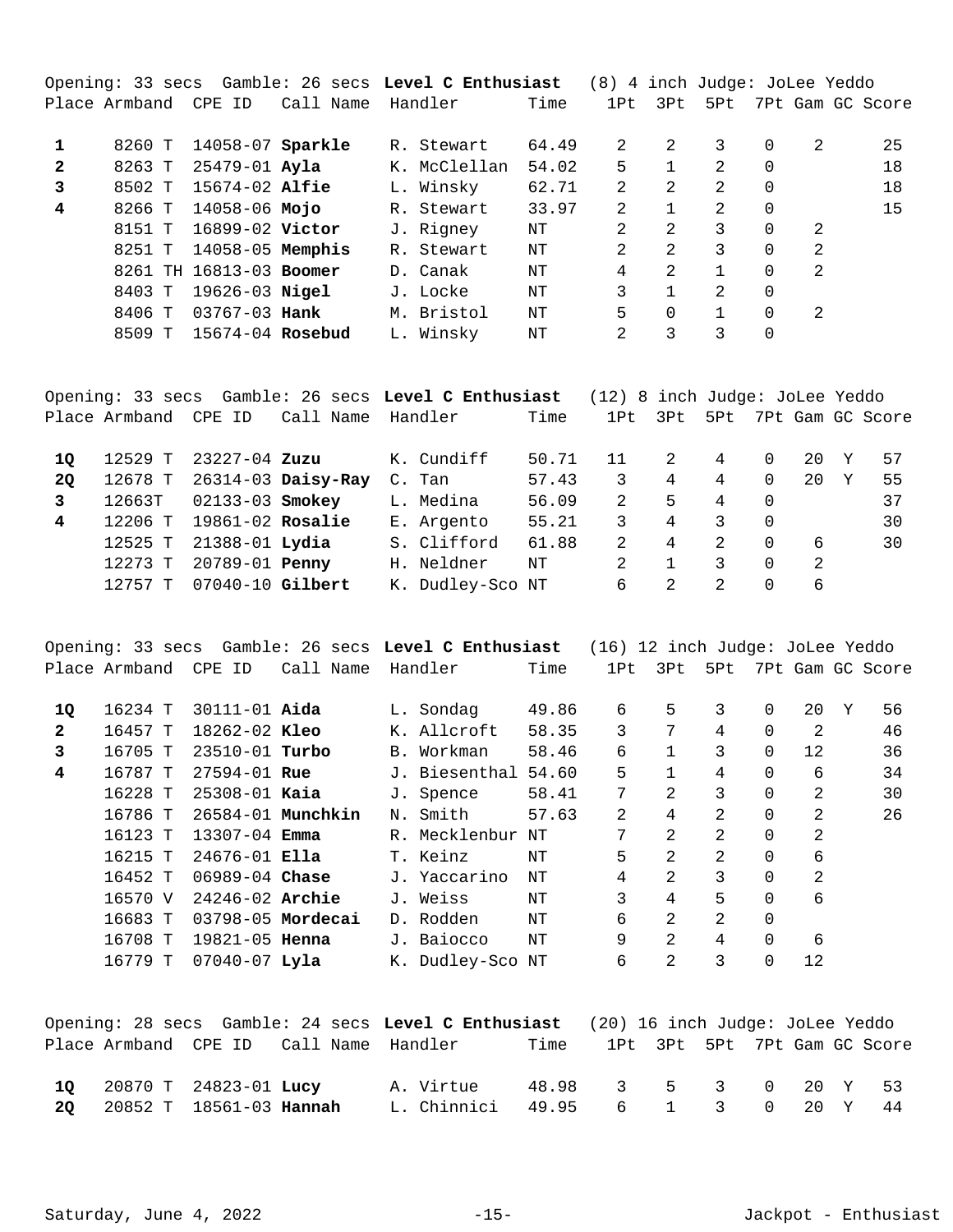Opening: 33 secs Gamble: 26 secs **Level C Enthusiast** (8) 4 inch Judge: JoLee Yeddo

| Place | Armband | CPE ID | Call Name | Handler | Time | 1Pt | 3Pt | 5Pt | 7Pt | Gam | GC | Score |
|---|---|---|---|---|---|---|---|---|---|---|---|---|
| **1** | 8260 T | 14058-07 | **Sparkle** | R. Stewart | 64.49 | 2 | 2 | 3 | 0 | 2 | | 25 |
| **2** | 8263 T | 25479-01 | **Ayla** | K. McClellan | 54.02 | 5 | 1 | 2 | 0 | | | 18 |
| **3** | 8502 T | 15674-02 | **Alfie** | L. Winsky | 62.71 | 2 | 2 | 2 | 0 | | | 18 |
| **4** | 8266 T | 14058-06 | **Mojo** | R. Stewart | 33.97 | 2 | 1 | 2 | 0 | | | 15 |
| | 8151 T | 16899-02 | **Victor** | J. Rigney | NT | 2 | 2 | 3 | 0 | 2 | | |
| | 8251 T | 14058-05 | **Memphis** | R. Stewart | NT | 2 | 2 | 3 | 0 | 2 | | |
| | 8261 TH | 16813-03 | **Boomer** | D. Canak | NT | 4 | 2 | 1 | 0 | 2 | | |
| | 8403 T | 19626-03 | **Nigel** | J. Locke | NT | 3 | 1 | 2 | 0 | | | |
| | 8406 T | 03767-03 | **Hank** | M. Bristol | NT | 5 | 0 | 1 | 0 | 2 | | |
| | 8509 T | 15674-04 | **Rosebud** | L. Winsky | NT | 2 | 3 | 3 | 0 | | | |

Opening: 33 secs Gamble: 26 secs **Level C Enthusiast** (12) 8 inch Judge: JoLee Yeddo

| Place | Armband | CPE ID | Call Name | Handler | Time | 1Pt | 3Pt | 5Pt | 7Pt | Gam | GC | Score |
|---|---|---|---|---|---|---|---|---|---|---|---|---|
| **1Q** | 12529 T | 23227-04 | **Zuzu** | K. Cundiff | 50.71 | 11 | 2 | 4 | 0 | 20 | Y | 57 |
| **2Q** | 12678 T | 26314-03 | **Daisy-Ray** | C. Tan | 57.43 | 3 | 4 | 4 | 0 | 20 | Y | 55 |
| **3** | 12663T | 02133-03 | **Smokey** | L. Medina | 56.09 | 2 | 5 | 4 | 0 | | | 37 |
| **4** | 12206 T | 19861-02 | **Rosalie** | E. Argento | 55.21 | 3 | 4 | 3 | 0 | | | 30 |
| | 12525 T | 21388-01 | **Lydia** | S. Clifford | 61.88 | 2 | 4 | 2 | 0 | 6 | | 30 |
| | 12273 T | 20789-01 | **Penny** | H. Neldner | NT | 2 | 1 | 3 | 0 | 2 | | |
| | 12757 T | 07040-10 | **Gilbert** | K. Dudley-Sco | NT | 6 | 2 | 2 | 0 | 6 | | |

Opening: 33 secs Gamble: 26 secs **Level C Enthusiast** (16) 12 inch Judge: JoLee Yeddo

| Place | Armband | CPE ID | Call Name | Handler | Time | 1Pt | 3Pt | 5Pt | 7Pt | Gam | GC | Score |
|---|---|---|---|---|---|---|---|---|---|---|---|---|
| **1Q** | 16234 T | 30111-01 | **Aida** | L. Sondag | 49.86 | 6 | 5 | 3 | 0 | 20 | Y | 56 |
| **2** | 16457 T | 18262-02 | **Kleo** | K. Allcroft | 58.35 | 3 | 7 | 4 | 0 | 2 | | 46 |
| **3** | 16705 T | 23510-01 | **Turbo** | B. Workman | 58.46 | 6 | 1 | 3 | 0 | 12 | | 36 |
| **4** | 16787 T | 27594-01 | **Rue** | J. Biesenthal | 54.60 | 5 | 1 | 4 | 0 | 6 | | 34 |
| | 16228 T | 25308-01 | **Kaia** | J. Spence | 58.41 | 7 | 2 | 3 | 0 | 2 | | 30 |
| | 16786 T | 26584-01 | **Munchkin** | N. Smith | 57.63 | 2 | 4 | 2 | 0 | 2 | | 26 |
| | 16123 T | 13307-04 | **Emma** | R. Mecklenbur | NT | 7 | 2 | 2 | 0 | 2 | | |
| | 16215 T | 24676-01 | **Ella** | T. Keinz | NT | 5 | 2 | 2 | 0 | 6 | | |
| | 16452 T | 06989-04 | **Chase** | J. Yaccarino | NT | 4 | 2 | 3 | 0 | 2 | | |
| | 16570 V | 24246-02 | **Archie** | J. Weiss | NT | 3 | 4 | 5 | 0 | 6 | | |
| | 16683 T | 03798-05 | **Mordecai** | D. Rodden | NT | 6 | 2 | 2 | 0 | | | |
| | 16708 T | 19821-05 | **Henna** | J. Baiocco | NT | 9 | 2 | 4 | 0 | 6 | | |
| | 16779 T | 07040-07 | **Lyla** | K. Dudley-Sco | NT | 6 | 2 | 3 | 0 | 12 | | |

Opening: 28 secs Gamble: 24 secs **Level C Enthusiast** (20) 16 inch Judge: JoLee Yeddo

| Place | Armband | CPE ID | Call Name | Handler | Time | 1Pt | 3Pt | 5Pt | 7Pt | Gam | GC | Score |
|---|---|---|---|---|---|---|---|---|---|---|---|---|
| **1Q** | 20870 T | 24823-01 | **Lucy** | A. Virtue | 48.98 | 3 | 5 | 3 | 0 | 20 | Y | 53 |
| **2Q** | 20852 T | 18561-03 | **Hannah** | L. Chinnici | 49.95 | 6 | 1 | 3 | 0 | 20 | Y | 44 |

Saturday, June 4, 2022 Jackpot - Enthusiast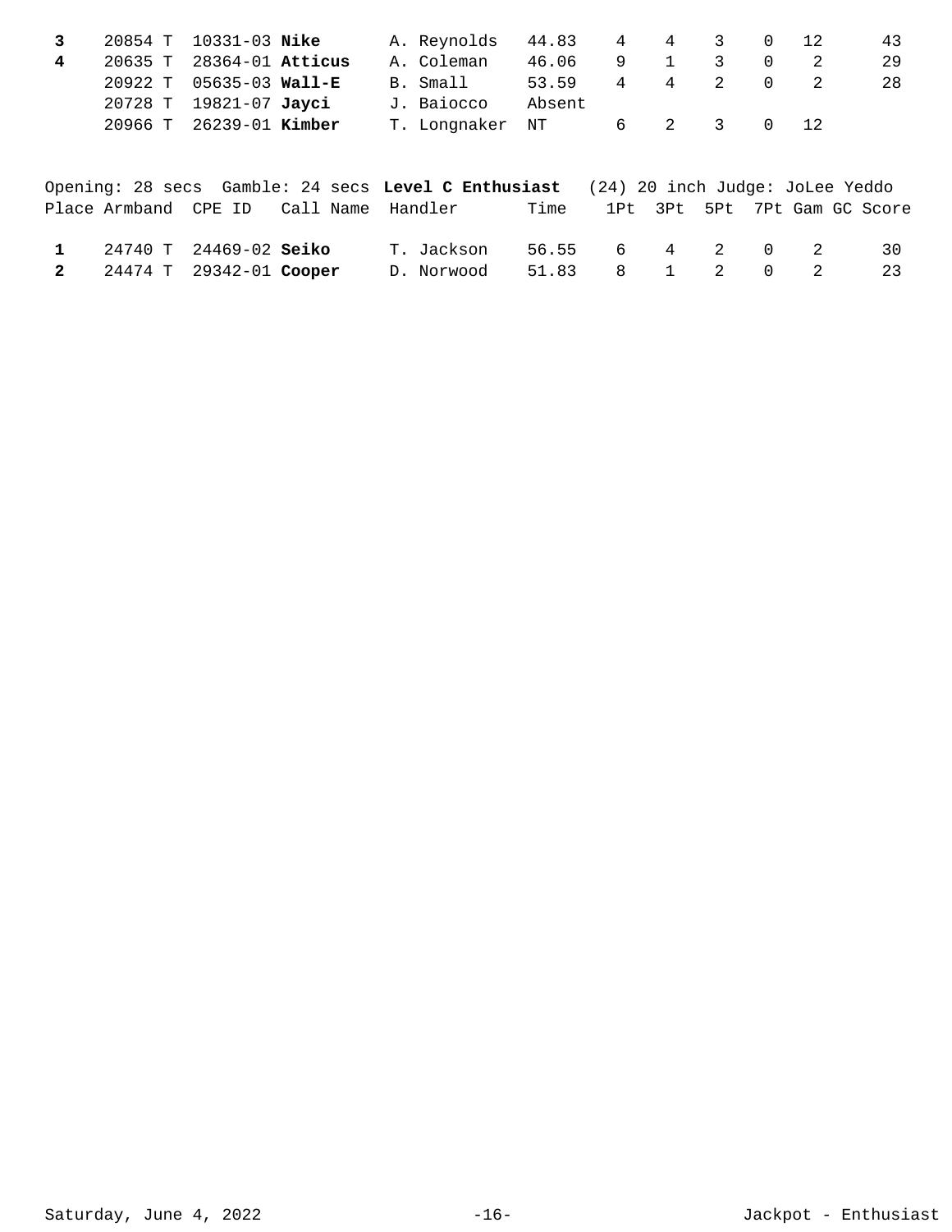| Place | Armband | CPE ID | Call Name | Handler | Time | 1Pt | 3Pt | 5Pt | 7Pt | Gam | GC | Score |
|---|---|---|---|---|---|---|---|---|---|---|---|---|
| **3** | 20854 T | 10331-03 | **Nike** | A. Reynolds | 44.83 | 4 | 4 | 3 | 0 | 12 | | 43 |
| **4** | 20635 T | 28364-01 | **Atticus** | A. Coleman | 46.06 | 9 | 1 | 3 | 0 | 2 | | 29 |
| | 20922 T | 05635-03 | **Wall-E** | B. Small | 53.59 | 4 | 4 | 2 | 0 | 2 | | 28 |
| | 20728 T | 19821-07 | **Jayci** | J. Baiocco | Absent | | | | | | | |
| | 20966 T | 26239-01 | **Kimber** | T. Longnaker | NT | 6 | 2 | 3 | 0 | 12 | | |

Opening: 28 secs Gamble: 24 secs **Level C Enthusiast** (24) 20 inch Judge: JoLee Yeddo

| Place | Armband | CPE ID | Call Name | Handler | Time | 1Pt | 3Pt | 5Pt | 7Pt | Gam | GC | Score |
|---|---|---|---|---|---|---|---|---|---|---|---|---|
| **1** | 24740 T | 24469-02 | **Seiko** | T. Jackson | 56.55 | 6 | 4 | 2 | 0 | 2 | | 30 |
| **2** | 24474 T | 29342-01 | **Cooper** | D. Norwood | 51.83 | 8 | 1 | 2 | 0 | 2 | | 23 |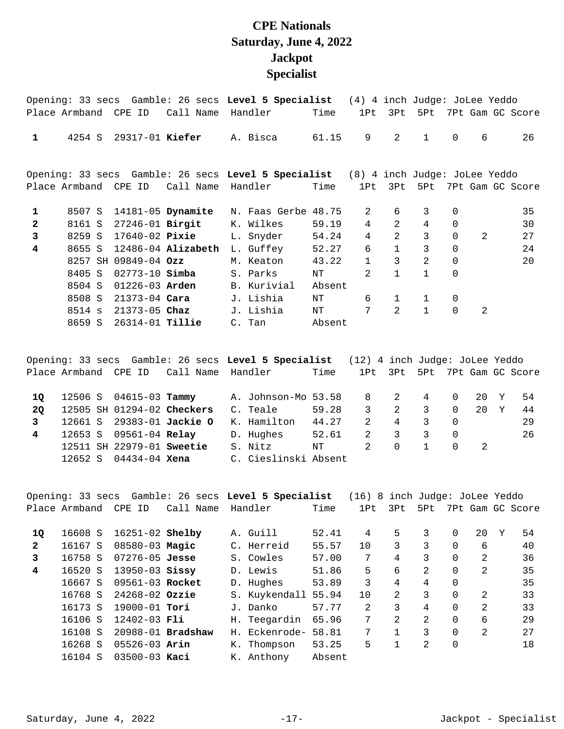# CPE Nationals
# Saturday, June 4, 2022
# Jackpot
# Specialist

Opening: 33 secs Gamble: 26 secs **Level 5 Specialist** (4) 4 inch Judge: JoLee Yeddo

| Place | Armband | CPE ID | Call Name | Handler | Time | 1Pt | 3Pt | 5Pt | 7Pt | Gam | GC | Score |
|---|---|---|---|---|---|---|---|---|---|---|---|---|
| 1 | 4254 S | 29317-01 | **Kiefer** | A. Bisca | 61.15 | 9 | 2 | 1 | 0 | 6 | | 26 |

Opening: 33 secs Gamble: 26 secs **Level 5 Specialist** (8) 4 inch Judge: JoLee Yeddo

| Place | Armband | CPE ID | Call Name | Handler | Time | 1Pt | 3Pt | 5Pt | 7Pt | Gam | GC | Score |
|---|---|---|---|---|---|---|---|---|---|---|---|---|
| 1 | 8507 S | 14181-05 | **Dynamite** | N. Faas Gerbe | 48.75 | 2 | 6 | 3 | 0 | | | 35 |
| 2 | 8161 S | 27246-01 | **Birgit** | K. Wilkes | 59.19 | 4 | 2 | 4 | 0 | | | 30 |
| 3 | 8259 S | 17640-02 | **Pixie** | L. Snyder | 54.24 | 4 | 2 | 3 | 0 | 2 | | 27 |
| 4 | 8655 S | 12486-04 | **Alizabeth** | L. Guffey | 52.27 | 6 | 1 | 3 | 0 | | | 24 |
| | 8257 SH | 09849-04 | **Ozz** | M. Keaton | 43.22 | 1 | 3 | 2 | 0 | | | 20 |
| | 8405 S | 02773-10 | **Simba** | S. Parks | NT | 2 | 1 | 1 | 0 | | | |
| | 8504 S | 01226-03 | **Arden** | B. Kurivial | Absent | | | | | | | |
| | 8508 S | 21373-04 | **Cara** | J. Lishia | NT | 6 | 1 | 1 | 0 | | | |
| | 8514 s | 21373-05 | **Chaz** | J. Lishia | NT | 7 | 2 | 1 | 0 | 2 | | |
| | 8659 S | 26314-01 | **Tillie** | C. Tan | Absent | | | | | | | |

Opening: 33 secs Gamble: 26 secs **Level 5 Specialist** (12) 4 inch Judge: JoLee Yeddo

| Place | Armband | CPE ID | Call Name | Handler | Time | 1Pt | 3Pt | 5Pt | 7Pt | Gam | GC | Score |
|---|---|---|---|---|---|---|---|---|---|---|---|---|
| 1Q | 12506 S | 04615-03 | **Tammy** | A. Johnson-Mo | 53.58 | 8 | 2 | 4 | 0 | 20 | Y | 54 |
| 2Q | 12505 SH | 01294-02 | **Checkers** | C. Teale | 59.28 | 3 | 2 | 3 | 0 | 20 | Y | 44 |
| 3 | 12661 S | 29383-01 | **Jackie O** | K. Hamilton | 44.27 | 2 | 4 | 3 | 0 | | | 29 |
| 4 | 12653 S | 09561-04 | **Relay** | D. Hughes | 52.61 | 2 | 3 | 3 | 0 | | | 26 |
| | 12511 SH | 22979-01 | **Sweetie** | S. Nitz | NT | 2 | 0 | 1 | 0 | 2 | | |
| | 12652 S | 04434-04 | **Xena** | C. Cieslinski | Absent | | | | | | | |

Opening: 33 secs Gamble: 26 secs **Level 5 Specialist** (16) 8 inch Judge: JoLee Yeddo

| Place | Armband | CPE ID | Call Name | Handler | Time | 1Pt | 3Pt | 5Pt | 7Pt | Gam | GC | Score |
|---|---|---|---|---|---|---|---|---|---|---|---|---|
| 1Q | 16608 S | 16251-02 | **Shelby** | A. Guill | 52.41 | 4 | 5 | 3 | 0 | 20 | Y | 54 |
| 2 | 16167 S | 08580-03 | **Magic** | C. Herreid | 55.57 | 10 | 3 | 3 | 0 | 6 | | 40 |
| 3 | 16758 S | 07276-05 | **Jesse** | S. Cowles | 57.00 | 7 | 4 | 3 | 0 | 2 | | 36 |
| 4 | 16520 S | 13950-03 | **Sissy** | D. Lewis | 51.86 | 5 | 6 | 2 | 0 | 2 | | 35 |
| | 16667 S | 09561-03 | **Rocket** | D. Hughes | 53.89 | 3 | 4 | 4 | 0 | | | 35 |
| | 16768 S | 24268-02 | **Ozzie** | S. Kuykendall | 55.94 | 10 | 2 | 3 | 0 | 2 | | 33 |
| | 16173 S | 19000-01 | **Tori** | J. Danko | 57.77 | 2 | 3 | 4 | 0 | 2 | | 33 |
| | 16106 S | 12402-03 | **Fli** | H. Teegardin | 65.96 | 7 | 2 | 2 | 0 | 6 | | 29 |
| | 16108 S | 20988-01 | **Bradshaw** | H. Eckenrode- | 58.81 | 7 | 1 | 3 | 0 | 2 | | 27 |
| | 16268 S | 05526-03 | **Arin** | K. Thompson | 53.25 | 5 | 1 | 2 | 0 | | | 18 |
| | 16104 S | 03500-03 | **Kaci** | K. Anthony | Absent | | | | | | | |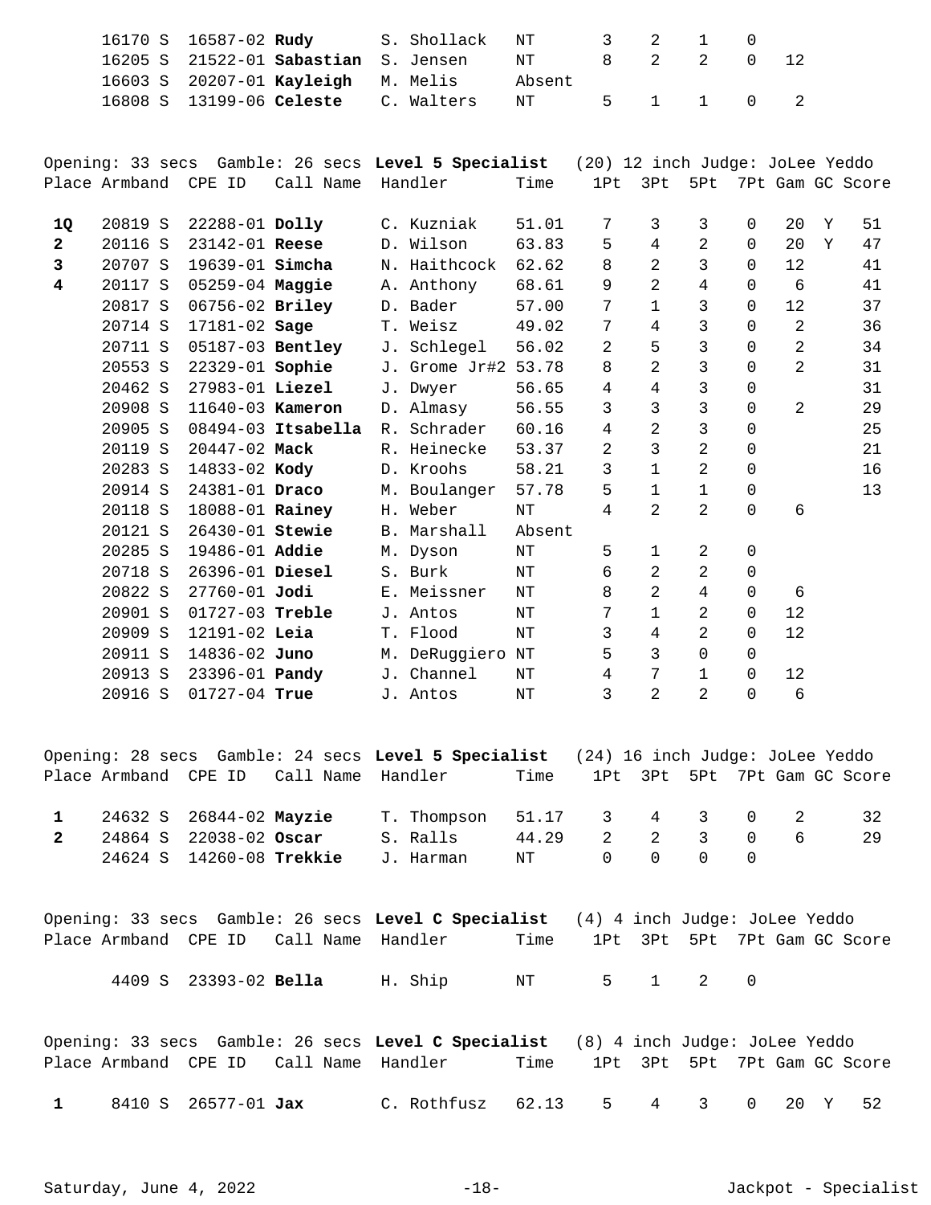| Place | Armband | CPE ID | Call Name | Handler | Time | 1Pt | 3Pt | 5Pt | 7Pt | Gam | GC | Score |
|---|---|---|---|---|---|---|---|---|---|---|---|---|
| | 16170 S | 16587-02 | **Rudy** | S. Shollack | NT | 3 | 2 | 1 | 0 | | | |
| | 16205 S | 21522-01 | **Sabastian** | S. Jensen | NT | 8 | 2 | 2 | 0 | 12 | | |
| | 16603 S | 20207-01 | **Kayleigh** | M. Melis | Absent | | | | | | | |
| | 16808 S | 13199-06 | **Celeste** | C. Walters | NT | 5 | 1 | 1 | 0 | 2 | | |

Opening: 33 secs Gamble: 26 secs **Level 5 Specialist** (20) 12 inch Judge: JoLee Yeddo

| Place | Armband | CPE ID | Call Name | Handler | Time | 1Pt | 3Pt | 5Pt | 7Pt | Gam | GC | Score |
|---|---|---|---|---|---|---|---|---|---|---|---|---|
| **1Q** | 20819 S | 22288-01 | **Dolly** | C. Kuzniak | 51.01 | 7 | 3 | 3 | 0 | 20 | Y | 51 |
| **2** | 20116 S | 23142-01 | **Reese** | D. Wilson | 63.83 | 5 | 4 | 2 | 0 | 20 | Y | 47 |
| **3** | 20707 S | 19639-01 | **Simcha** | N. Haithcock | 62.62 | 8 | 2 | 3 | 0 | 12 | | 41 |
| **4** | 20117 S | 05259-04 | **Maggie** | A. Anthony | 68.61 | 9 | 2 | 4 | 0 | 6 | | 41 |
| | 20817 S | 06756-02 | **Briley** | D. Bader | 57.00 | 7 | 1 | 3 | 0 | 12 | | 37 |
| | 20714 S | 17181-02 | **Sage** | T. Weisz | 49.02 | 7 | 4 | 3 | 0 | 2 | | 36 |
| | 20711 S | 05187-03 | **Bentley** | J. Schlegel | 56.02 | 2 | 5 | 3 | 0 | 2 | | 34 |
| | 20553 S | 22329-01 | **Sophie** | J. Grome Jr#2 | 53.78 | 8 | 2 | 3 | 0 | 2 | | 31 |
| | 20462 S | 27983-01 | **Liezel** | J. Dwyer | 56.65 | 4 | 4 | 3 | 0 | | | 31 |
| | 20908 S | 11640-03 | **Kameron** | D. Almasy | 56.55 | 3 | 3 | 3 | 0 | 2 | | 29 |
| | 20905 S | 08494-03 | **Itsabella** | R. Schrader | 60.16 | 4 | 2 | 3 | 0 | | | 25 |
| | 20119 S | 20447-02 | **Mack** | R. Heinecke | 53.37 | 2 | 3 | 2 | 0 | | | 21 |
| | 20283 S | 14833-02 | **Kody** | D. Kroohs | 58.21 | 3 | 1 | 2 | 0 | | | 16 |
| | 20914 S | 24381-01 | **Draco** | M. Boulanger | 57.78 | 5 | 1 | 1 | 0 | | | 13 |
| | 20118 S | 18088-01 | **Rainey** | H. Weber | NT | 4 | 2 | 2 | 0 | 6 | | |
| | 20121 S | 26430-01 | **Stewie** | B. Marshall | Absent | | | | | | | |
| | 20285 S | 19486-01 | **Addie** | M. Dyson | NT | 5 | 1 | 2 | 0 | | | |
| | 20718 S | 26396-01 | **Diesel** | S. Burk | NT | 6 | 2 | 2 | 0 | | | |
| | 20822 S | 27760-01 | **Jodi** | E. Meissner | NT | 8 | 2 | 4 | 0 | 6 | | |
| | 20901 S | 01727-03 | **Treble** | J. Antos | NT | 7 | 1 | 2 | 0 | 12 | | |
| | 20909 S | 12191-02 | **Leia** | T. Flood | NT | 3 | 4 | 2 | 0 | 12 | | |
| | 20911 S | 14836-02 | **Juno** | M. DeRuggiero | NT | 5 | 3 | 0 | 0 | | | |
| | 20913 S | 23396-01 | **Pandy** | J. Channel | NT | 4 | 7 | 1 | 0 | 12 | | |
| | 20916 S | 01727-04 | **True** | J. Antos | NT | 3 | 2 | 2 | 0 | 6 | | |

Opening: 28 secs Gamble: 24 secs **Level 5 Specialist** (24) 16 inch Judge: JoLee Yeddo

| Place | Armband | CPE ID | Call Name | Handler | Time | 1Pt | 3Pt | 5Pt | 7Pt | Gam | GC | Score |
|---|---|---|---|---|---|---|---|---|---|---|---|---|
| **1** | 24632 S | 26844-02 | **Mayzie** | T. Thompson | 51.17 | 3 | 4 | 3 | 0 | 2 | | 32 |
| **2** | 24864 S | 22038-02 | **Oscar** | S. Ralls | 44.29 | 2 | 2 | 3 | 0 | 6 | | 29 |
| | 24624 S | 14260-08 | **Trekkie** | J. Harman | NT | 0 | 0 | 0 | 0 | | | |

Opening: 33 secs Gamble: 26 secs **Level C Specialist** (4) 4 inch Judge: JoLee Yeddo

| Place | Armband | CPE ID | Call Name | Handler | Time | 1Pt | 3Pt | 5Pt | 7Pt | Gam | GC | Score |
|---|---|---|---|---|---|---|---|---|---|---|---|---|
| | 4409 S | 23393-02 | **Bella** | H. Ship | NT | 5 | 1 | 2 | 0 | | | |

Opening: 33 secs Gamble: 26 secs **Level C Specialist** (8) 4 inch Judge: JoLee Yeddo

| Place | Armband | CPE ID | Call Name | Handler | Time | 1Pt | 3Pt | 5Pt | 7Pt | Gam | GC | Score |
|---|---|---|---|---|---|---|---|---|---|---|---|---|
| **1** | 8410 S | 26577-01 | **Jax** | C. Rothfusz | 62.13 | 5 | 4 | 3 | 0 | 20 | Y | 52 |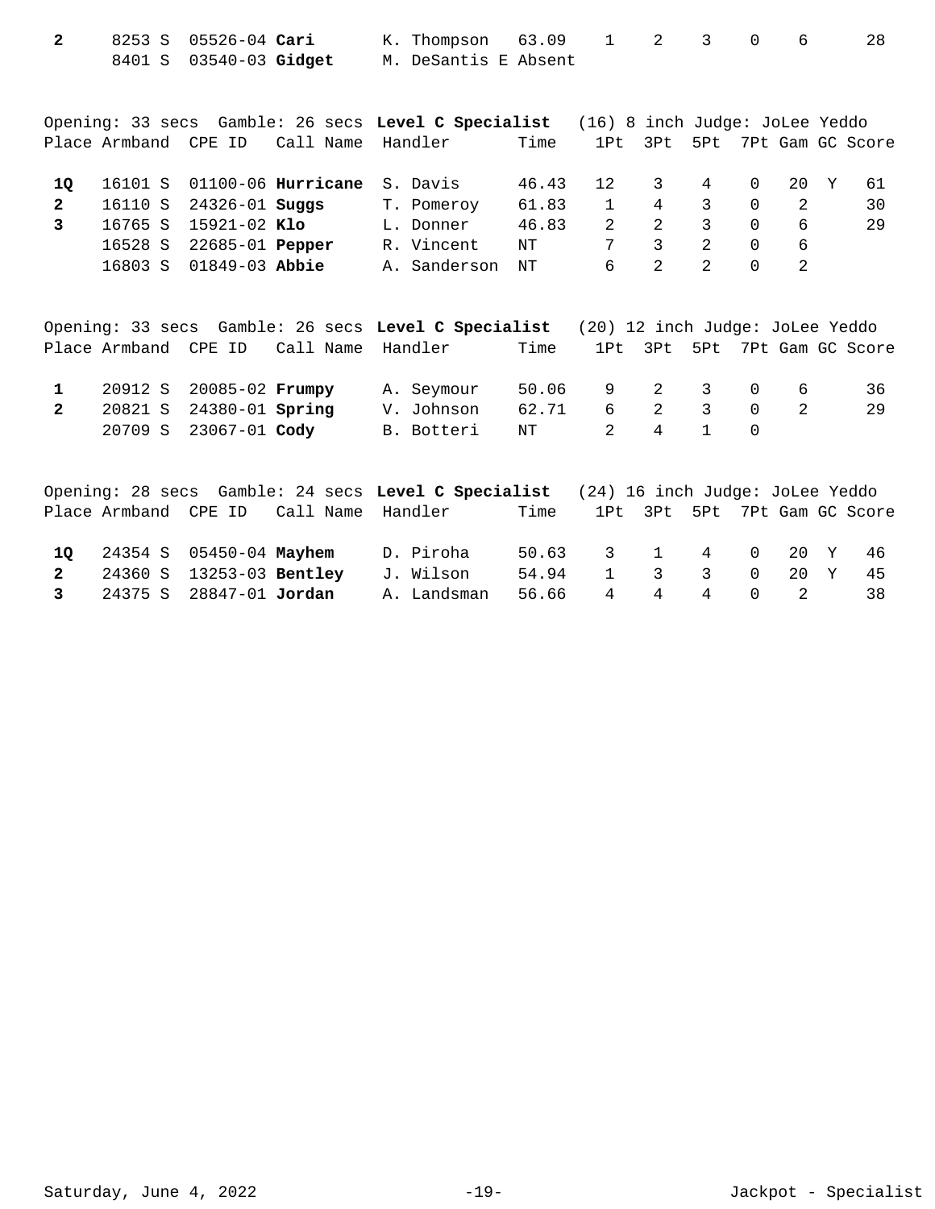| Place | Armband | CPE ID | Call Name | Handler | Time | 1Pt | 3Pt | 5Pt | 7Pt | Gam | GC | Score |
|---|---|---|---|---|---|---|---|---|---|---|---|---|
| **2** | 8253 S | 05526-04 | **Cari** | K. Thompson | 63.09 | 1 | 2 | 3 | 0 | 6 | | 28 |
| | 8401 S | 03540-03 | **Gidget** | M. DeSantis | E Absent | | | | | | | |

Opening: 33 secs  Gamble: 26 secs **Level C Specialist**  (16) 8 inch Judge: JoLee Yeddo

| Place | Armband | CPE ID | Call Name | Handler | Time | 1Pt | 3Pt | 5Pt | 7Pt | Gam | GC | Score |
|---|---|---|---|---|---|---|---|---|---|---|---|---|
| **1Q** | 16101 S | 01100-06 | **Hurricane** | S. Davis | 46.43 | 12 | 3 | 4 | 0 | 20 | Y | 61 |
| **2** | 16110 S | 24326-01 | **Suggs** | T. Pomeroy | 61.83 | 1 | 4 | 3 | 0 | 2 | | 30 |
| **3** | 16765 S | 15921-02 | **Klo** | L. Donner | 46.83 | 2 | 2 | 3 | 0 | 6 | | 29 |
| | 16528 S | 22685-01 | **Pepper** | R. Vincent | NT | 7 | 3 | 2 | 0 | 6 | | |
| | 16803 S | 01849-03 | **Abbie** | A. Sanderson | NT | 6 | 2 | 2 | 0 | 2 | | |

Opening: 33 secs  Gamble: 26 secs **Level C Specialist**  (20) 12 inch Judge: JoLee Yeddo

| Place | Armband | CPE ID | Call Name | Handler | Time | 1Pt | 3Pt | 5Pt | 7Pt | Gam | GC | Score |
|---|---|---|---|---|---|---|---|---|---|---|---|---|
| **1** | 20912 S | 20085-02 | **Frumpy** | A. Seymour | 50.06 | 9 | 2 | 3 | 0 | 6 | | 36 |
| **2** | 20821 S | 24380-01 | **Spring** | V. Johnson | 62.71 | 6 | 2 | 3 | 0 | 2 | | 29 |
| | 20709 S | 23067-01 | **Cody** | B. Botteri | NT | 2 | 4 | 1 | 0 | | | |

Opening: 28 secs  Gamble: 24 secs **Level C Specialist**  (24) 16 inch Judge: JoLee Yeddo

| Place | Armband | CPE ID | Call Name | Handler | Time | 1Pt | 3Pt | 5Pt | 7Pt | Gam | GC | Score |
|---|---|---|---|---|---|---|---|---|---|---|---|---|
| **1Q** | 24354 S | 05450-04 | **Mayhem** | D. Piroha | 50.63 | 3 | 1 | 4 | 0 | 20 | Y | 46 |
| **2** | 24360 S | 13253-03 | **Bentley** | J. Wilson | 54.94 | 1 | 3 | 3 | 0 | 20 | Y | 45 |
| **3** | 24375 S | 28847-01 | **Jordan** | A. Landsman | 56.66 | 4 | 4 | 4 | 0 | 2 | | 38 |